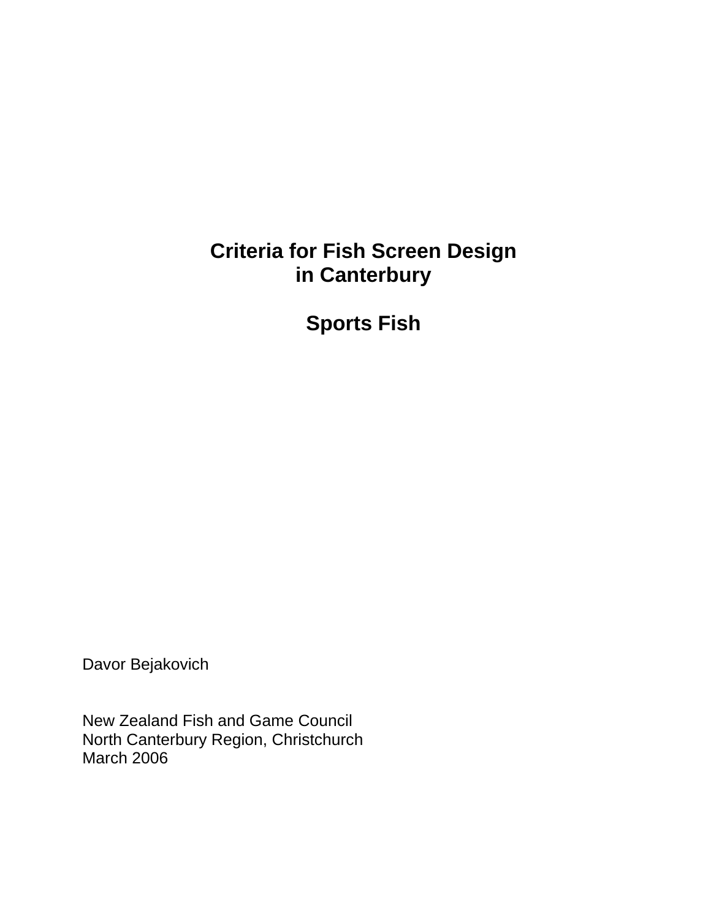# Criteria for Fish Screen Design in Canterbury

## Sports Fish

Davor Bejakovich

New Zealand Fish and Game Council
North Canterbury Region, Christchurch
March 2006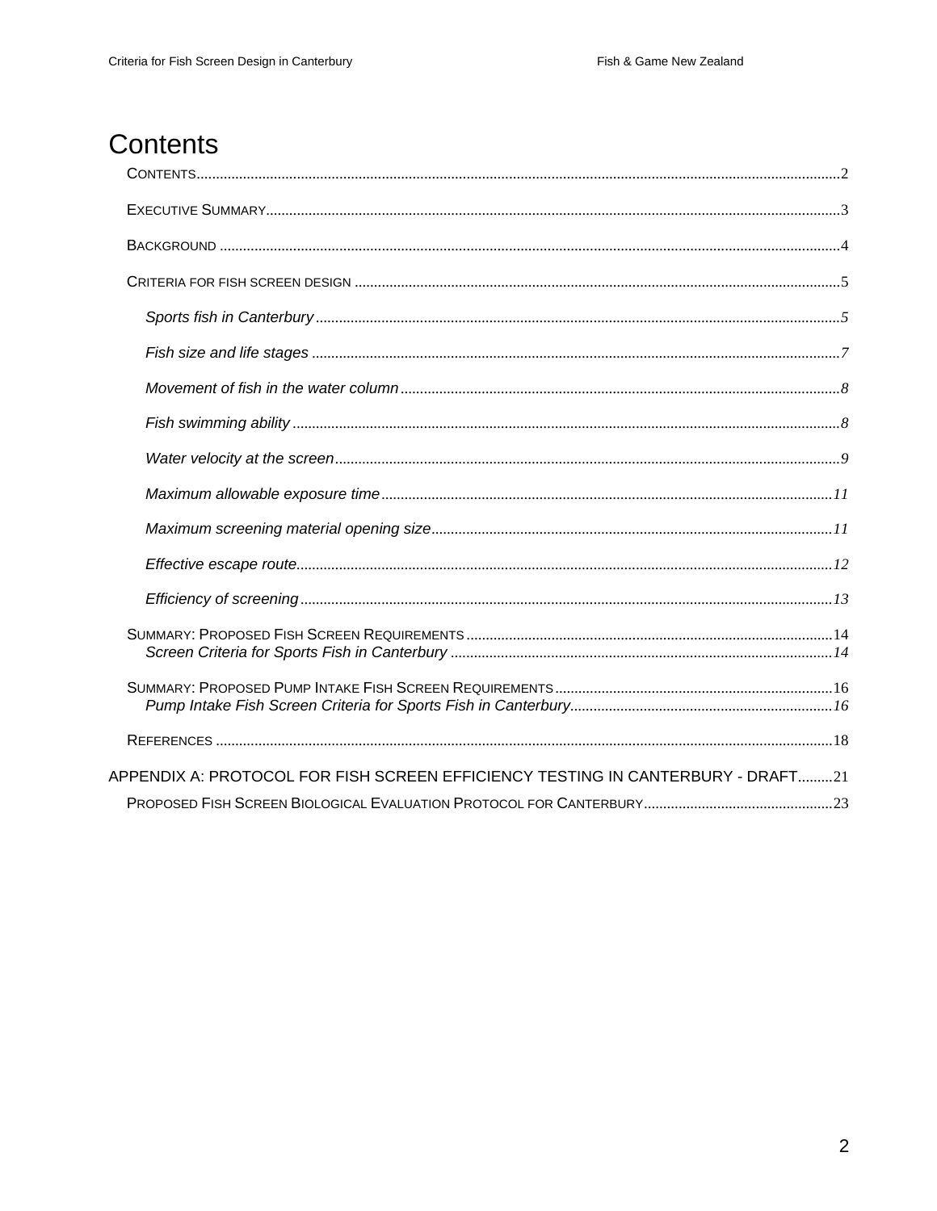# Contents

CONTENTS.....2

EXECUTIVE SUMMARY.....3

BACKGROUND.....4

CRITERIA FOR FISH SCREEN DESIGN.....5

- *Sports fish in Canterbury*.....5
- *Fish size and life stages*.....7
- *Movement of fish in the water column*.....8
- *Fish swimming ability*.....8
- *Water velocity at the screen*.....9
- *Maximum allowable exposure time*.....11
- *Maximum screening material opening size*.....11
- *Effective escape route*.....12
- *Efficiency of screening*.....13

SUMMARY: PROPOSED FISH SCREEN REQUIREMENTS.....14
- *Screen Criteria for Sports Fish in Canterbury*.....14

SUMMARY: PROPOSED PUMP INTAKE FISH SCREEN REQUIREMENTS.....16
- *Pump Intake Fish Screen Criteria for Sports Fish in Canterbury*.....16

REFERENCES.....18

APPENDIX A: PROTOCOL FOR FISH SCREEN EFFICIENCY TESTING IN CANTERBURY - DRAFT.....21

PROPOSED FISH SCREEN BIOLOGICAL EVALUATION PROTOCOL FOR CANTERBURY.....23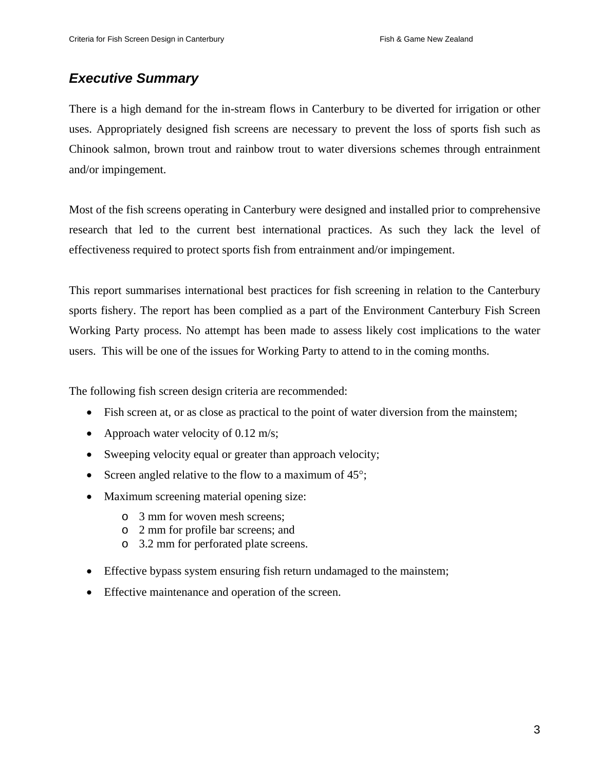## *Executive Summary*

There is a high demand for the in-stream flows in Canterbury to be diverted for irrigation or other uses. Appropriately designed fish screens are necessary to prevent the loss of sports fish such as Chinook salmon, brown trout and rainbow trout to water diversions schemes through entrainment and/or impingement.

Most of the fish screens operating in Canterbury were designed and installed prior to comprehensive research that led to the current best international practices. As such they lack the level of effectiveness required to protect sports fish from entrainment and/or impingement.

This report summarises international best practices for fish screening in relation to the Canterbury sports fishery. The report has been complied as a part of the Environment Canterbury Fish Screen Working Party process. No attempt has been made to assess likely cost implications to the water users. This will be one of the issues for Working Party to attend to in the coming months.

The following fish screen design criteria are recommended:

- Fish screen at, or as close as practical to the point of water diversion from the mainstem;
- Approach water velocity of 0.12 m/s;
- Sweeping velocity equal or greater than approach velocity;
- Screen angled relative to the flow to a maximum of 45°;
- Maximum screening material opening size:
  - 3 mm for woven mesh screens;
  - 2 mm for profile bar screens; and
  - 3.2 mm for perforated plate screens.
- Effective bypass system ensuring fish return undamaged to the mainstem;
- Effective maintenance and operation of the screen.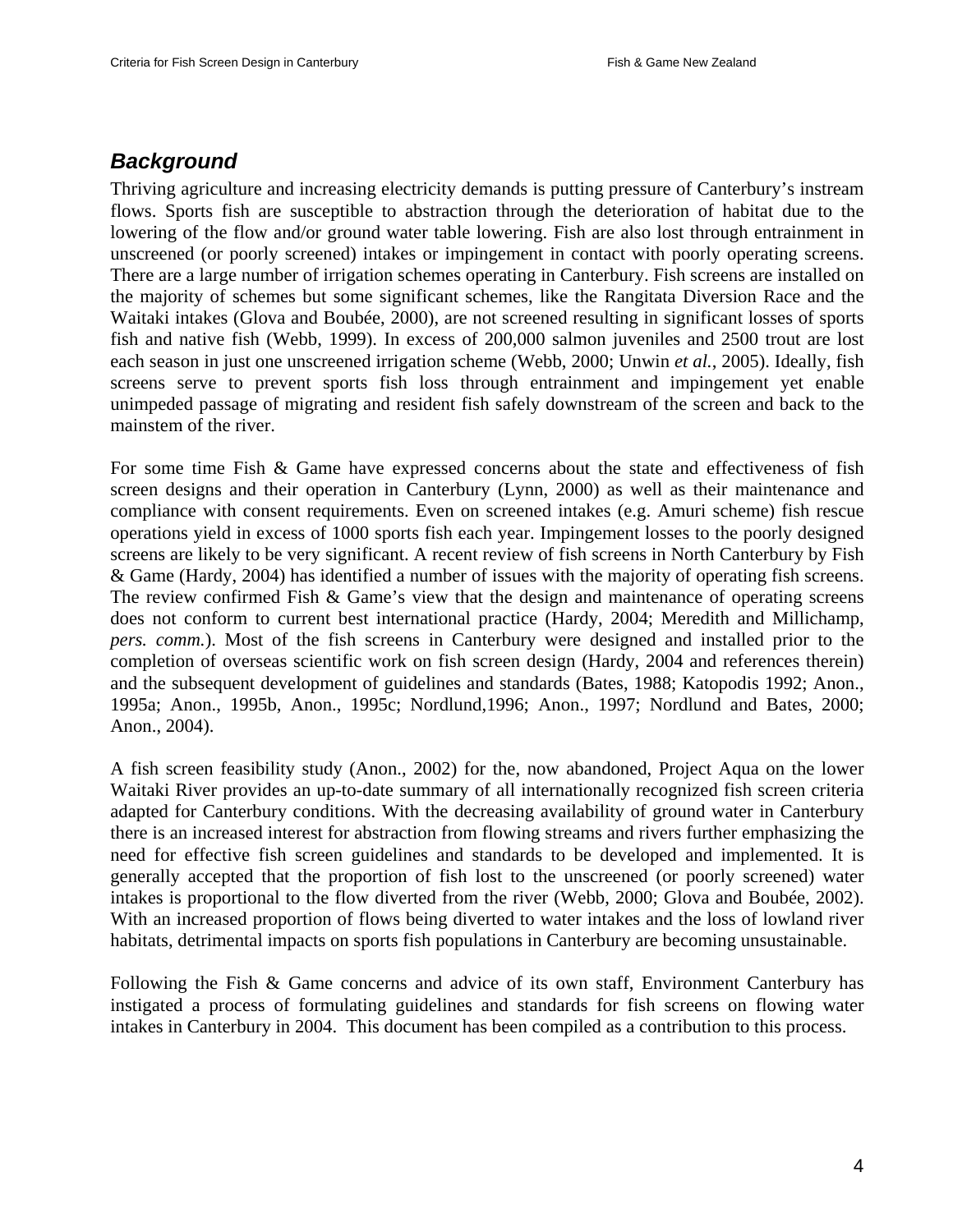## *Background*

Thriving agriculture and increasing electricity demands is putting pressure of Canterbury's instream flows. Sports fish are susceptible to abstraction through the deterioration of habitat due to the lowering of the flow and/or ground water table lowering. Fish are also lost through entrainment in unscreened (or poorly screened) intakes or impingement in contact with poorly operating screens. There are a large number of irrigation schemes operating in Canterbury. Fish screens are installed on the majority of schemes but some significant schemes, like the Rangitata Diversion Race and the Waitaki intakes (Glova and Boubée, 2000), are not screened resulting in significant losses of sports fish and native fish (Webb, 1999). In excess of 200,000 salmon juveniles and 2500 trout are lost each season in just one unscreened irrigation scheme (Webb, 2000; Unwin *et al.*, 2005). Ideally, fish screens serve to prevent sports fish loss through entrainment and impingement yet enable unimpeded passage of migrating and resident fish safely downstream of the screen and back to the mainstem of the river.

For some time Fish & Game have expressed concerns about the state and effectiveness of fish screen designs and their operation in Canterbury (Lynn, 2000) as well as their maintenance and compliance with consent requirements. Even on screened intakes (e.g. Amuri scheme) fish rescue operations yield in excess of 1000 sports fish each year. Impingement losses to the poorly designed screens are likely to be very significant. A recent review of fish screens in North Canterbury by Fish & Game (Hardy, 2004) has identified a number of issues with the majority of operating fish screens. The review confirmed Fish & Game's view that the design and maintenance of operating screens does not conform to current best international practice (Hardy, 2004; Meredith and Millichamp, *pers. comm.*). Most of the fish screens in Canterbury were designed and installed prior to the completion of overseas scientific work on fish screen design (Hardy, 2004 and references therein) and the subsequent development of guidelines and standards (Bates, 1988; Katopodis 1992; Anon., 1995a; Anon., 1995b, Anon., 1995c; Nordlund,1996; Anon., 1997; Nordlund and Bates, 2000; Anon., 2004).

A fish screen feasibility study (Anon., 2002) for the, now abandoned, Project Aqua on the lower Waitaki River provides an up-to-date summary of all internationally recognized fish screen criteria adapted for Canterbury conditions. With the decreasing availability of ground water in Canterbury there is an increased interest for abstraction from flowing streams and rivers further emphasizing the need for effective fish screen guidelines and standards to be developed and implemented. It is generally accepted that the proportion of fish lost to the unscreened (or poorly screened) water intakes is proportional to the flow diverted from the river (Webb, 2000; Glova and Boubée, 2002). With an increased proportion of flows being diverted to water intakes and the loss of lowland river habitats, detrimental impacts on sports fish populations in Canterbury are becoming unsustainable.

Following the Fish & Game concerns and advice of its own staff, Environment Canterbury has instigated a process of formulating guidelines and standards for fish screens on flowing water intakes in Canterbury in 2004. This document has been compiled as a contribution to this process.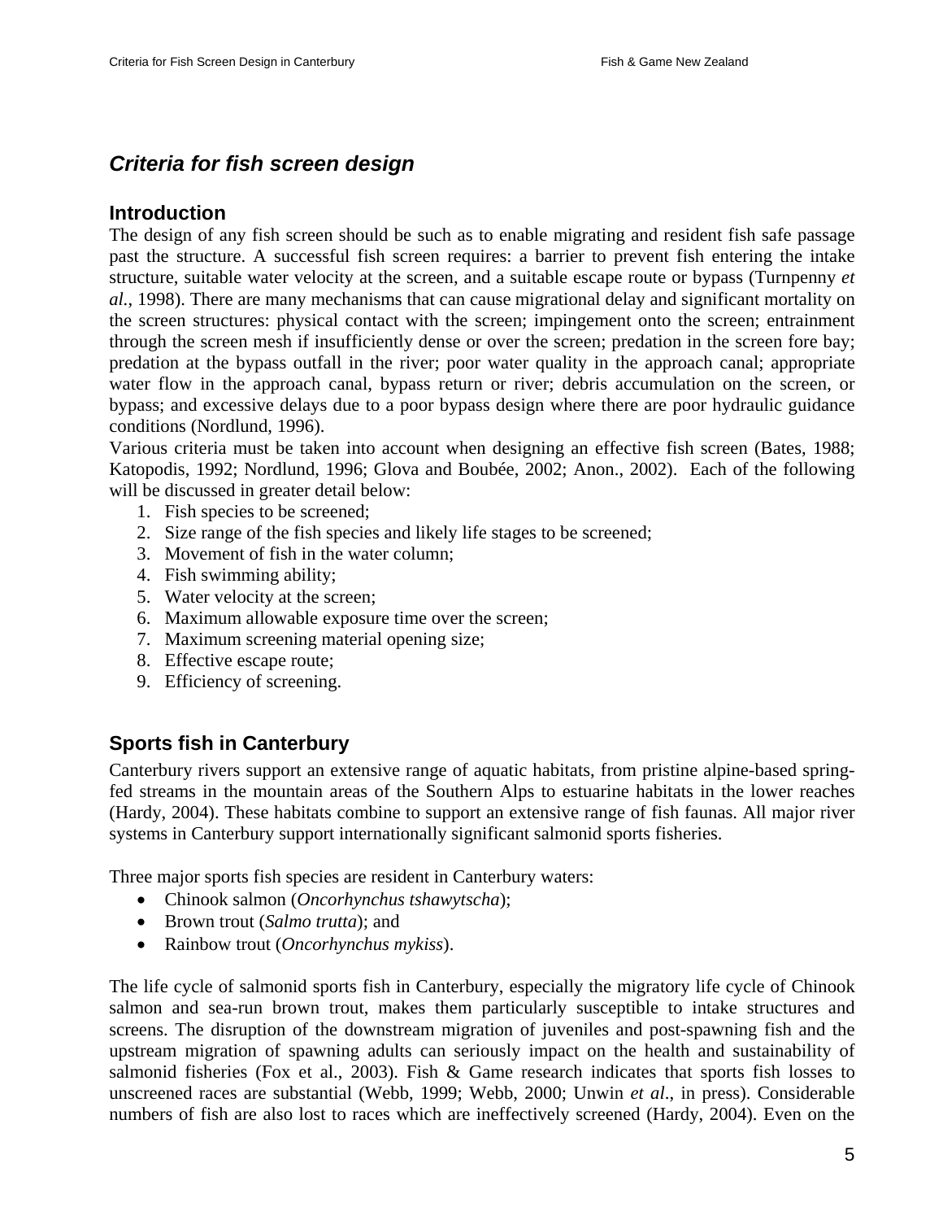## *Criteria for fish screen design*

### Introduction

The design of any fish screen should be such as to enable migrating and resident fish safe passage past the structure. A successful fish screen requires: a barrier to prevent fish entering the intake structure, suitable water velocity at the screen, and a suitable escape route or bypass (Turnpenny *et al.*, 1998). There are many mechanisms that can cause migrational delay and significant mortality on the screen structures: physical contact with the screen; impingement onto the screen; entrainment through the screen mesh if insufficiently dense or over the screen; predation in the screen fore bay; predation at the bypass outfall in the river; poor water quality in the approach canal; appropriate water flow in the approach canal, bypass return or river; debris accumulation on the screen, or bypass; and excessive delays due to a poor bypass design where there are poor hydraulic guidance conditions (Nordlund, 1996).

Various criteria must be taken into account when designing an effective fish screen (Bates, 1988; Katopodis, 1992; Nordlund, 1996; Glova and Boubée, 2002; Anon., 2002). Each of the following will be discussed in greater detail below:

1. Fish species to be screened;
2. Size range of the fish species and likely life stages to be screened;
3. Movement of fish in the water column;
4. Fish swimming ability;
5. Water velocity at the screen;
6. Maximum allowable exposure time over the screen;
7. Maximum screening material opening size;
8. Effective escape route;
9. Efficiency of screening.

### Sports fish in Canterbury

Canterbury rivers support an extensive range of aquatic habitats, from pristine alpine-based spring-fed streams in the mountain areas of the Southern Alps to estuarine habitats in the lower reaches (Hardy, 2004). These habitats combine to support an extensive range of fish faunas. All major river systems in Canterbury support internationally significant salmonid sports fisheries.

Three major sports fish species are resident in Canterbury waters:

- Chinook salmon (*Oncorhynchus tshawytscha*);
- Brown trout (*Salmo trutta*); and
- Rainbow trout (*Oncorhynchus mykiss*).

The life cycle of salmonid sports fish in Canterbury, especially the migratory life cycle of Chinook salmon and sea-run brown trout, makes them particularly susceptible to intake structures and screens. The disruption of the downstream migration of juveniles and post-spawning fish and the upstream migration of spawning adults can seriously impact on the health and sustainability of salmonid fisheries (Fox et al., 2003). Fish & Game research indicates that sports fish losses to unscreened races are substantial (Webb, 1999; Webb, 2000; Unwin *et al*., in press). Considerable numbers of fish are also lost to races which are ineffectively screened (Hardy, 2004). Even on the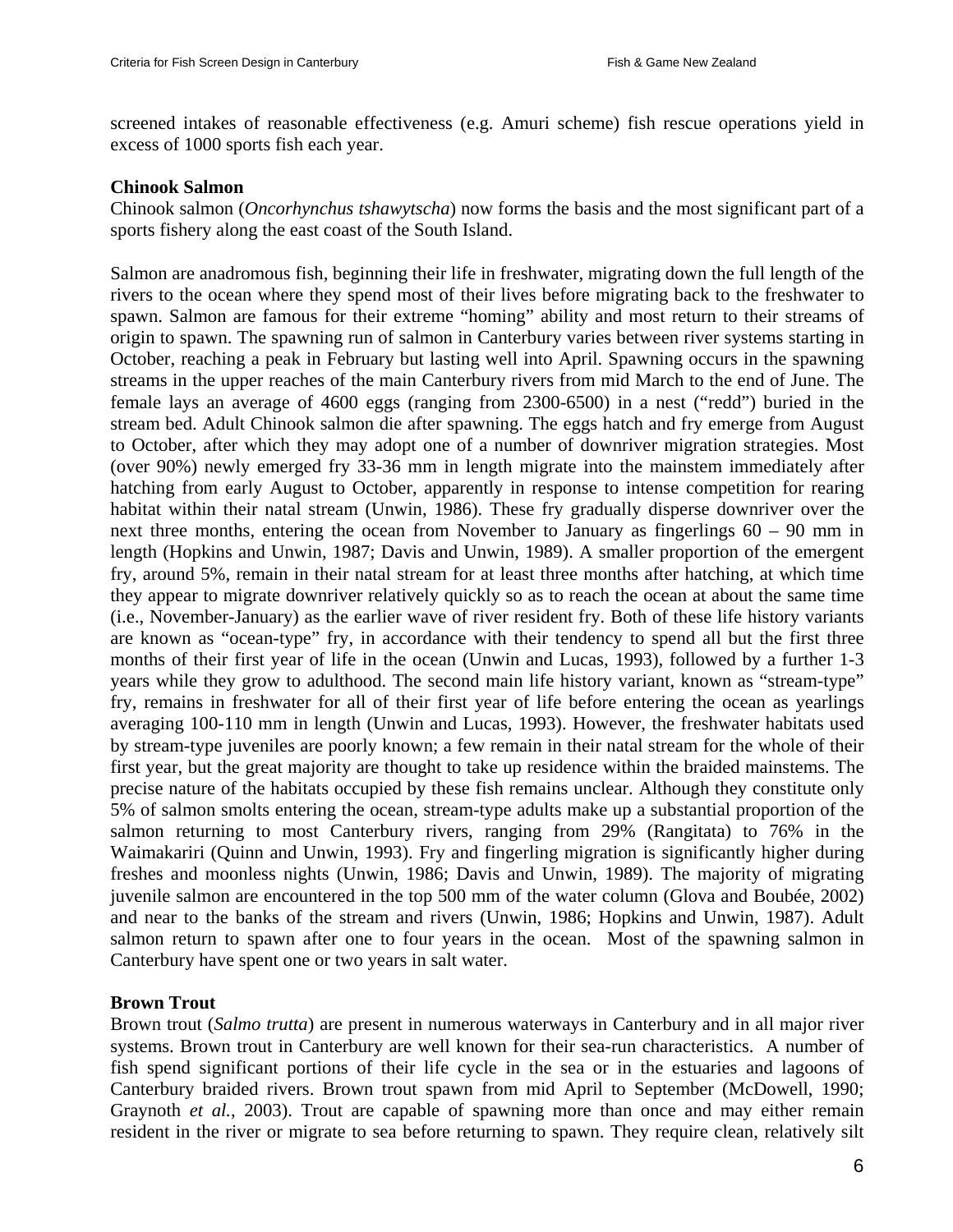screened intakes of reasonable effectiveness (e.g. Amuri scheme) fish rescue operations yield in excess of 1000 sports fish each year.

**Chinook Salmon**

Chinook salmon (*Oncorhynchus tshawytscha*) now forms the basis and the most significant part of a sports fishery along the east coast of the South Island.

Salmon are anadromous fish, beginning their life in freshwater, migrating down the full length of the rivers to the ocean where they spend most of their lives before migrating back to the freshwater to spawn. Salmon are famous for their extreme "homing" ability and most return to their streams of origin to spawn. The spawning run of salmon in Canterbury varies between river systems starting in October, reaching a peak in February but lasting well into April. Spawning occurs in the spawning streams in the upper reaches of the main Canterbury rivers from mid March to the end of June. The female lays an average of 4600 eggs (ranging from 2300-6500) in a nest ("redd") buried in the stream bed. Adult Chinook salmon die after spawning. The eggs hatch and fry emerge from August to October, after which they may adopt one of a number of downriver migration strategies. Most (over 90%) newly emerged fry 33-36 mm in length migrate into the mainstem immediately after hatching from early August to October, apparently in response to intense competition for rearing habitat within their natal stream (Unwin, 1986). These fry gradually disperse downriver over the next three months, entering the ocean from November to January as fingerlings 60 – 90 mm in length (Hopkins and Unwin, 1987; Davis and Unwin, 1989). A smaller proportion of the emergent fry, around 5%, remain in their natal stream for at least three months after hatching, at which time they appear to migrate downriver relatively quickly so as to reach the ocean at about the same time (i.e., November-January) as the earlier wave of river resident fry. Both of these life history variants are known as "ocean-type" fry, in accordance with their tendency to spend all but the first three months of their first year of life in the ocean (Unwin and Lucas, 1993), followed by a further 1-3 years while they grow to adulthood. The second main life history variant, known as "stream-type" fry, remains in freshwater for all of their first year of life before entering the ocean as yearlings averaging 100-110 mm in length (Unwin and Lucas, 1993). However, the freshwater habitats used by stream-type juveniles are poorly known; a few remain in their natal stream for the whole of their first year, but the great majority are thought to take up residence within the braided mainstems. The precise nature of the habitats occupied by these fish remains unclear. Although they constitute only 5% of salmon smolts entering the ocean, stream-type adults make up a substantial proportion of the salmon returning to most Canterbury rivers, ranging from 29% (Rangitata) to 76% in the Waimakariri (Quinn and Unwin, 1993). Fry and fingerling migration is significantly higher during freshes and moonless nights (Unwin, 1986; Davis and Unwin, 1989). The majority of migrating juvenile salmon are encountered in the top 500 mm of the water column (Glova and Boubée, 2002) and near to the banks of the stream and rivers (Unwin, 1986; Hopkins and Unwin, 1987). Adult salmon return to spawn after one to four years in the ocean. Most of the spawning salmon in Canterbury have spent one or two years in salt water.

**Brown Trout**

Brown trout (*Salmo trutta*) are present in numerous waterways in Canterbury and in all major river systems. Brown trout in Canterbury are well known for their sea-run characteristics. A number of fish spend significant portions of their life cycle in the sea or in the estuaries and lagoons of Canterbury braided rivers. Brown trout spawn from mid April to September (McDowell, 1990; Graynoth *et al.*, 2003). Trout are capable of spawning more than once and may either remain resident in the river or migrate to sea before returning to spawn. They require clean, relatively silt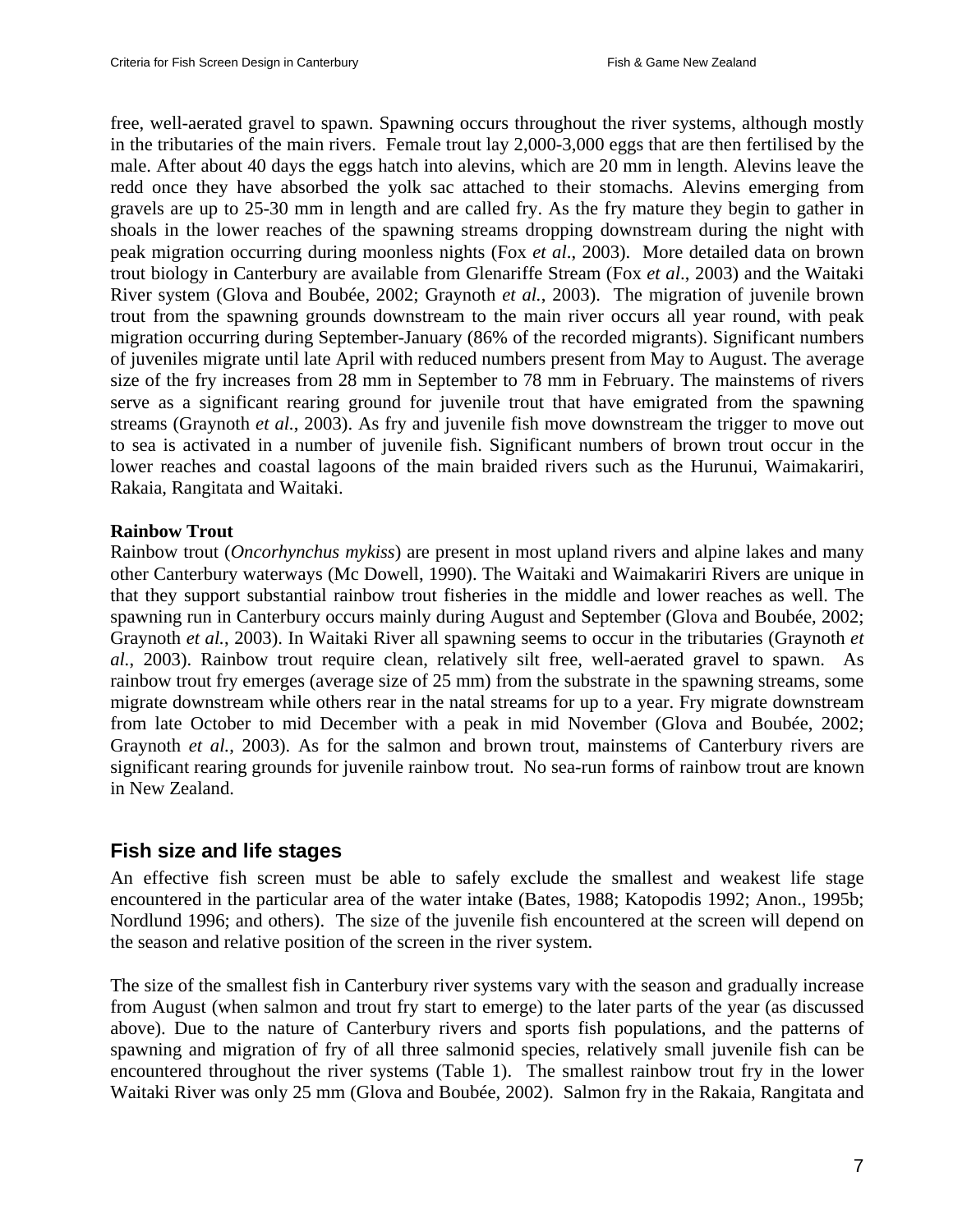free, well-aerated gravel to spawn. Spawning occurs throughout the river systems, although mostly in the tributaries of the main rivers. Female trout lay 2,000-3,000 eggs that are then fertilised by the male. After about 40 days the eggs hatch into alevins, which are 20 mm in length. Alevins leave the redd once they have absorbed the yolk sac attached to their stomachs. Alevins emerging from gravels are up to 25-30 mm in length and are called fry. As the fry mature they begin to gather in shoals in the lower reaches of the spawning streams dropping downstream during the night with peak migration occurring during moonless nights (Fox *et al*., 2003). More detailed data on brown trout biology in Canterbury are available from Glenariffe Stream (Fox *et al*., 2003) and the Waitaki River system (Glova and Boubée, 2002; Graynoth *et al.*, 2003). The migration of juvenile brown trout from the spawning grounds downstream to the main river occurs all year round, with peak migration occurring during September-January (86% of the recorded migrants). Significant numbers of juveniles migrate until late April with reduced numbers present from May to August. The average size of the fry increases from 28 mm in September to 78 mm in February. The mainstems of rivers serve as a significant rearing ground for juvenile trout that have emigrated from the spawning streams (Graynoth *et al.*, 2003). As fry and juvenile fish move downstream the trigger to move out to sea is activated in a number of juvenile fish. Significant numbers of brown trout occur in the lower reaches and coastal lagoons of the main braided rivers such as the Hurunui, Waimakariri, Rakaia, Rangitata and Waitaki.

**Rainbow Trout**

Rainbow trout (*Oncorhynchus mykiss*) are present in most upland rivers and alpine lakes and many other Canterbury waterways (Mc Dowell, 1990). The Waitaki and Waimakariri Rivers are unique in that they support substantial rainbow trout fisheries in the middle and lower reaches as well. The spawning run in Canterbury occurs mainly during August and September (Glova and Boubée, 2002; Graynoth *et al.*, 2003). In Waitaki River all spawning seems to occur in the tributaries (Graynoth *et al.*, 2003). Rainbow trout require clean, relatively silt free, well-aerated gravel to spawn. As rainbow trout fry emerges (average size of 25 mm) from the substrate in the spawning streams, some migrate downstream while others rear in the natal streams for up to a year. Fry migrate downstream from late October to mid December with a peak in mid November (Glova and Boubée, 2002; Graynoth *et al.*, 2003). As for the salmon and brown trout, mainstems of Canterbury rivers are significant rearing grounds for juvenile rainbow trout. No sea-run forms of rainbow trout are known in New Zealand.

## Fish size and life stages

An effective fish screen must be able to safely exclude the smallest and weakest life stage encountered in the particular area of the water intake (Bates, 1988; Katopodis 1992; Anon., 1995b; Nordlund 1996; and others). The size of the juvenile fish encountered at the screen will depend on the season and relative position of the screen in the river system.

The size of the smallest fish in Canterbury river systems vary with the season and gradually increase from August (when salmon and trout fry start to emerge) to the later parts of the year (as discussed above). Due to the nature of Canterbury rivers and sports fish populations, and the patterns of spawning and migration of fry of all three salmonid species, relatively small juvenile fish can be encountered throughout the river systems (Table 1). The smallest rainbow trout fry in the lower Waitaki River was only 25 mm (Glova and Boubée, 2002). Salmon fry in the Rakaia, Rangitata and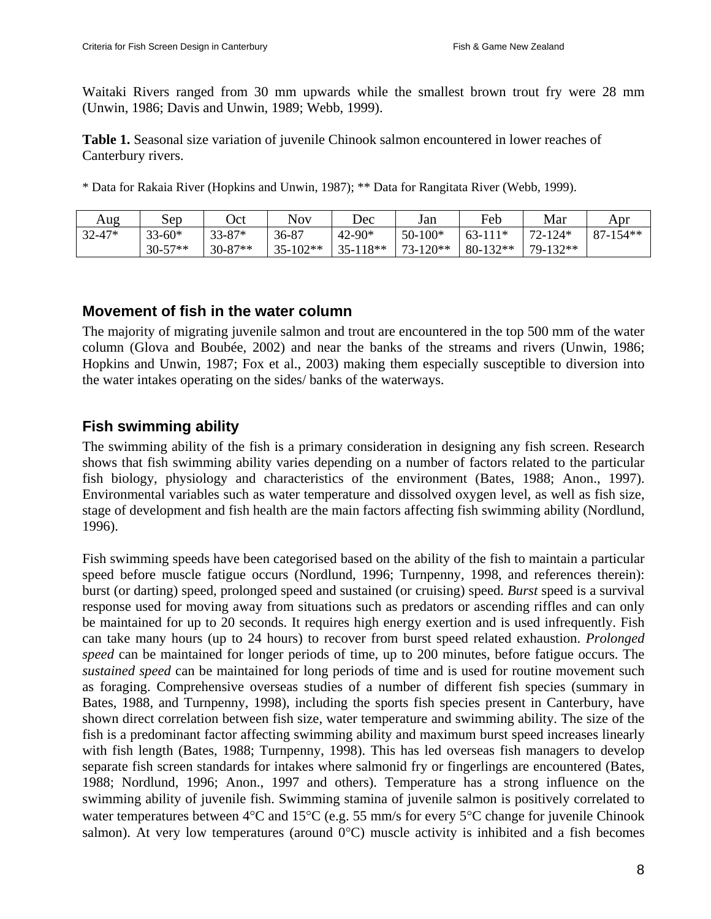Waitaki Rivers ranged from 30 mm upwards while the smallest brown trout fry were 28 mm (Unwin, 1986; Davis and Unwin, 1989; Webb, 1999).

**Table 1.** Seasonal size variation of juvenile Chinook salmon encountered in lower reaches of Canterbury rivers.

* Data for Rakaia River (Hopkins and Unwin, 1987); ** Data for Rangitata River (Webb, 1999).

| Aug | Sep | Oct | Nov | Dec | Jan | Feb | Mar | Apr |
|---|---|---|---|---|---|---|---|---|
| 32-47* | 33-60*<br>30-57** | 33-87*<br>30-87** | 36-87<br>35-102** | 42-90*<br>35-118** | 50-100*<br>73-120** | 63-111*<br>80-132** | 72-124*<br>79-132** | 87-154** |

## Movement of fish in the water column

The majority of migrating juvenile salmon and trout are encountered in the top 500 mm of the water column (Glova and Boubée, 2002) and near the banks of the streams and rivers (Unwin, 1986; Hopkins and Unwin, 1987; Fox et al., 2003) making them especially susceptible to diversion into the water intakes operating on the sides/ banks of the waterways.

## Fish swimming ability

The swimming ability of the fish is a primary consideration in designing any fish screen. Research shows that fish swimming ability varies depending on a number of factors related to the particular fish biology, physiology and characteristics of the environment (Bates, 1988; Anon., 1997). Environmental variables such as water temperature and dissolved oxygen level, as well as fish size, stage of development and fish health are the main factors affecting fish swimming ability (Nordlund, 1996).

Fish swimming speeds have been categorised based on the ability of the fish to maintain a particular speed before muscle fatigue occurs (Nordlund, 1996; Turnpenny, 1998, and references therein): burst (or darting) speed, prolonged speed and sustained (or cruising) speed. *Burst* speed is a survival response used for moving away from situations such as predators or ascending riffles and can only be maintained for up to 20 seconds. It requires high energy exertion and is used infrequently. Fish can take many hours (up to 24 hours) to recover from burst speed related exhaustion. *Prolonged speed* can be maintained for longer periods of time, up to 200 minutes, before fatigue occurs. The *sustained speed* can be maintained for long periods of time and is used for routine movement such as foraging. Comprehensive overseas studies of a number of different fish species (summary in Bates, 1988, and Turnpenny, 1998), including the sports fish species present in Canterbury, have shown direct correlation between fish size, water temperature and swimming ability. The size of the fish is a predominant factor affecting swimming ability and maximum burst speed increases linearly with fish length (Bates, 1988; Turnpenny, 1998). This has led overseas fish managers to develop separate fish screen standards for intakes where salmonid fry or fingerlings are encountered (Bates, 1988; Nordlund, 1996; Anon., 1997 and others). Temperature has a strong influence on the swimming ability of juvenile fish. Swimming stamina of juvenile salmon is positively correlated to water temperatures between 4°C and 15°C (e.g. 55 mm/s for every 5°C change for juvenile Chinook salmon). At very low temperatures (around 0°C) muscle activity is inhibited and a fish becomes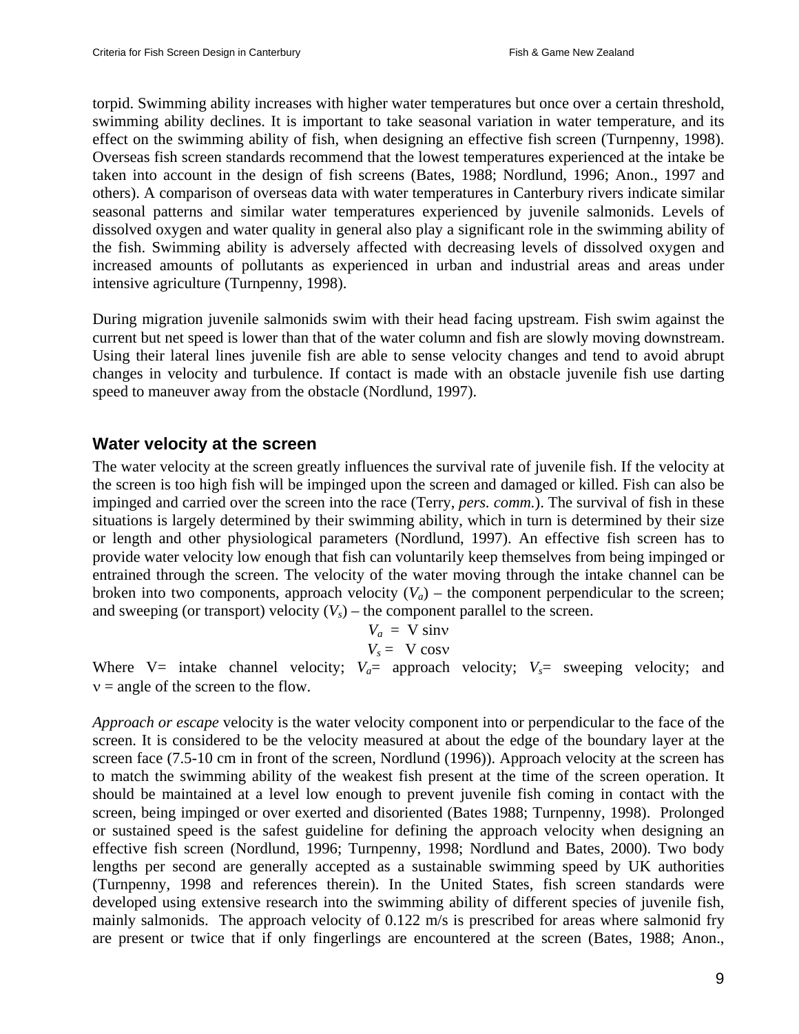torpid. Swimming ability increases with higher water temperatures but once over a certain threshold, swimming ability declines. It is important to take seasonal variation in water temperature, and its effect on the swimming ability of fish, when designing an effective fish screen (Turnpenny, 1998). Overseas fish screen standards recommend that the lowest temperatures experienced at the intake be taken into account in the design of fish screens (Bates, 1988; Nordlund, 1996; Anon., 1997 and others). A comparison of overseas data with water temperatures in Canterbury rivers indicate similar seasonal patterns and similar water temperatures experienced by juvenile salmonids. Levels of dissolved oxygen and water quality in general also play a significant role in the swimming ability of the fish. Swimming ability is adversely affected with decreasing levels of dissolved oxygen and increased amounts of pollutants as experienced in urban and industrial areas and areas under intensive agriculture (Turnpenny, 1998).

During migration juvenile salmonids swim with their head facing upstream. Fish swim against the current but net speed is lower than that of the water column and fish are slowly moving downstream. Using their lateral lines juvenile fish are able to sense velocity changes and tend to avoid abrupt changes in velocity and turbulence. If contact is made with an obstacle juvenile fish use darting speed to maneuver away from the obstacle (Nordlund, 1997).

## Water velocity at the screen

The water velocity at the screen greatly influences the survival rate of juvenile fish. If the velocity at the screen is too high fish will be impinged upon the screen and damaged or killed. Fish can also be impinged and carried over the screen into the race (Terry, *pers. comm.*). The survival of fish in these situations is largely determined by their swimming ability, which in turn is determined by their size or length and other physiological parameters (Nordlund, 1997). An effective fish screen has to provide water velocity low enough that fish can voluntarily keep themselves from being impinged or entrained through the screen. The velocity of the water moving through the intake channel can be broken into two components, approach velocity ($V_a$) – the component perpendicular to the screen; and sweeping (or transport) velocity ($V_s$) – the component parallel to the screen.

$$V_a = V \sin\nu$$

$$V_s = V \cos\nu$$

Where V= intake channel velocity; $V_a$= approach velocity; $V_s$= sweeping velocity; and $\nu$ = angle of the screen to the flow.

*Approach or escape* velocity is the water velocity component into or perpendicular to the face of the screen. It is considered to be the velocity measured at about the edge of the boundary layer at the screen face (7.5-10 cm in front of the screen, Nordlund (1996)). Approach velocity at the screen has to match the swimming ability of the weakest fish present at the time of the screen operation. It should be maintained at a level low enough to prevent juvenile fish coming in contact with the screen, being impinged or over exerted and disoriented (Bates 1988; Turnpenny, 1998). Prolonged or sustained speed is the safest guideline for defining the approach velocity when designing an effective fish screen (Nordlund, 1996; Turnpenny, 1998; Nordlund and Bates, 2000). Two body lengths per second are generally accepted as a sustainable swimming speed by UK authorities (Turnpenny, 1998 and references therein). In the United States, fish screen standards were developed using extensive research into the swimming ability of different species of juvenile fish, mainly salmonids. The approach velocity of 0.122 m/s is prescribed for areas where salmonid fry are present or twice that if only fingerlings are encountered at the screen (Bates, 1988; Anon.,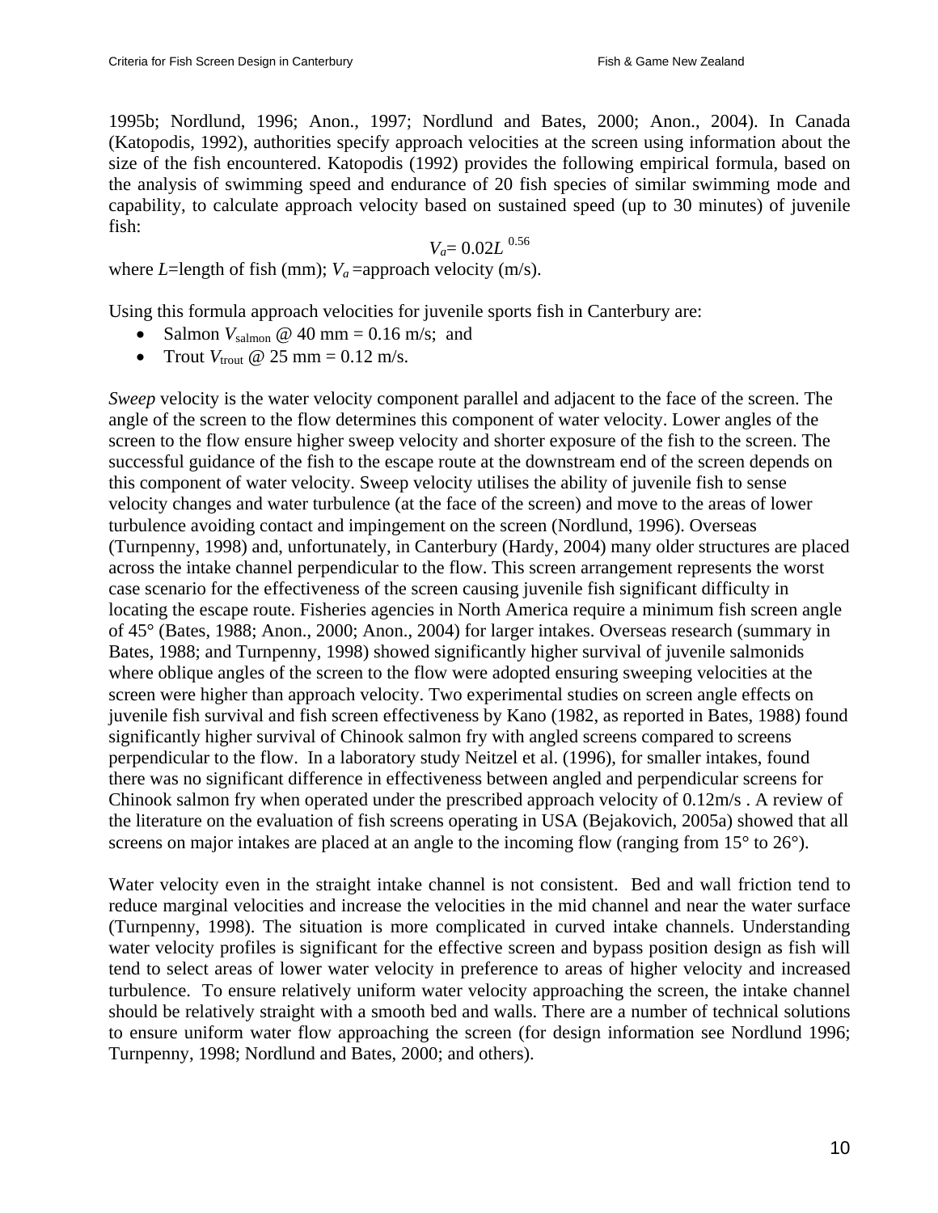1995b; Nordlund, 1996; Anon., 1997; Nordlund and Bates, 2000; Anon., 2004). In Canada (Katopodis, 1992), authorities specify approach velocities at the screen using information about the size of the fish encountered. Katopodis (1992) provides the following empirical formula, based on the analysis of swimming speed and endurance of 20 fish species of similar swimming mode and capability, to calculate approach velocity based on sustained speed (up to 30 minutes) of juvenile fish:

$$V_a = 0.02L^{0.56}$$

where $L$=length of fish (mm); $V_a$ =approach velocity (m/s).

Using this formula approach velocities for juvenile sports fish in Canterbury are:

- Salmon $V_{salmon}$ @ 40 mm = 0.16 m/s; and
- Trout $V_{trout}$ @ 25 mm = 0.12 m/s.

*Sweep* velocity is the water velocity component parallel and adjacent to the face of the screen. The angle of the screen to the flow determines this component of water velocity. Lower angles of the screen to the flow ensure higher sweep velocity and shorter exposure of the fish to the screen. The successful guidance of the fish to the escape route at the downstream end of the screen depends on this component of water velocity. Sweep velocity utilises the ability of juvenile fish to sense velocity changes and water turbulence (at the face of the screen) and move to the areas of lower turbulence avoiding contact and impingement on the screen (Nordlund, 1996). Overseas (Turnpenny, 1998) and, unfortunately, in Canterbury (Hardy, 2004) many older structures are placed across the intake channel perpendicular to the flow. This screen arrangement represents the worst case scenario for the effectiveness of the screen causing juvenile fish significant difficulty in locating the escape route. Fisheries agencies in North America require a minimum fish screen angle of 45° (Bates, 1988; Anon., 2000; Anon., 2004) for larger intakes. Overseas research (summary in Bates, 1988; and Turnpenny, 1998) showed significantly higher survival of juvenile salmonids where oblique angles of the screen to the flow were adopted ensuring sweeping velocities at the screen were higher than approach velocity. Two experimental studies on screen angle effects on juvenile fish survival and fish screen effectiveness by Kano (1982, as reported in Bates, 1988) found significantly higher survival of Chinook salmon fry with angled screens compared to screens perpendicular to the flow. In a laboratory study Neitzel et al. (1996), for smaller intakes, found there was no significant difference in effectiveness between angled and perpendicular screens for Chinook salmon fry when operated under the prescribed approach velocity of 0.12m/s . A review of the literature on the evaluation of fish screens operating in USA (Bejakovich, 2005a) showed that all screens on major intakes are placed at an angle to the incoming flow (ranging from 15° to 26°).

Water velocity even in the straight intake channel is not consistent. Bed and wall friction tend to reduce marginal velocities and increase the velocities in the mid channel and near the water surface (Turnpenny, 1998). The situation is more complicated in curved intake channels. Understanding water velocity profiles is significant for the effective screen and bypass position design as fish will tend to select areas of lower water velocity in preference to areas of higher velocity and increased turbulence. To ensure relatively uniform water velocity approaching the screen, the intake channel should be relatively straight with a smooth bed and walls. There are a number of technical solutions to ensure uniform water flow approaching the screen (for design information see Nordlund 1996; Turnpenny, 1998; Nordlund and Bates, 2000; and others).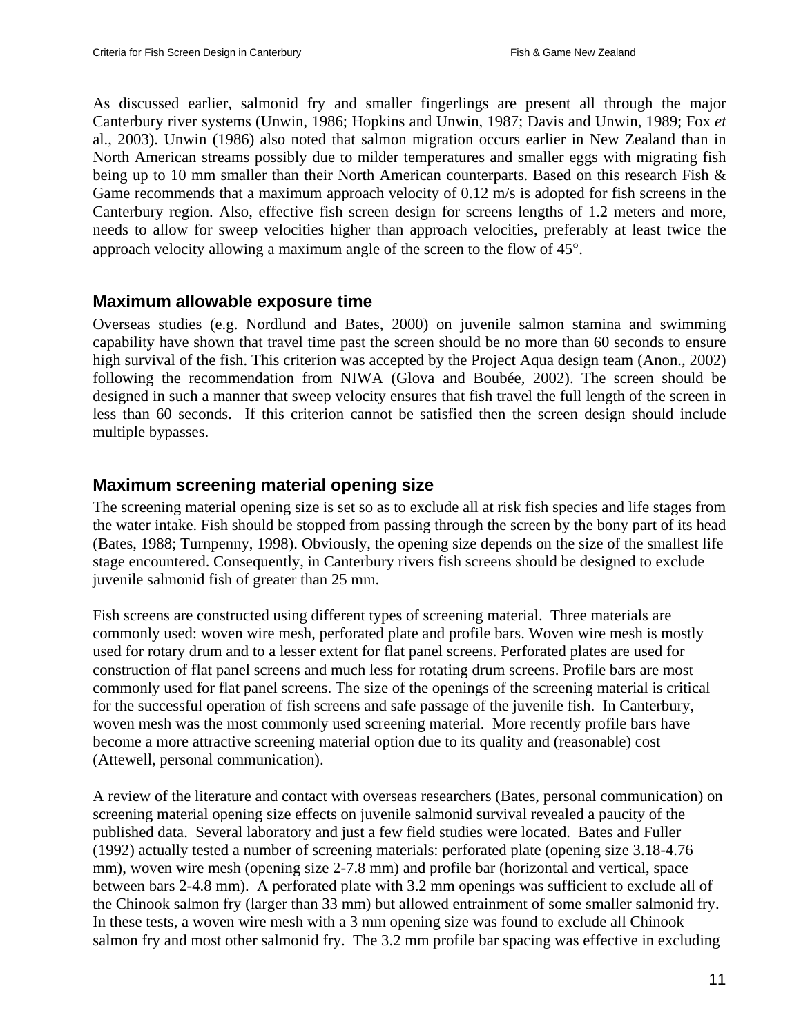As discussed earlier, salmonid fry and smaller fingerlings are present all through the major Canterbury river systems (Unwin, 1986; Hopkins and Unwin, 1987; Davis and Unwin, 1989; Fox *et* al., 2003). Unwin (1986) also noted that salmon migration occurs earlier in New Zealand than in North American streams possibly due to milder temperatures and smaller eggs with migrating fish being up to 10 mm smaller than their North American counterparts. Based on this research Fish & Game recommends that a maximum approach velocity of 0.12 m/s is adopted for fish screens in the Canterbury region. Also, effective fish screen design for screens lengths of 1.2 meters and more, needs to allow for sweep velocities higher than approach velocities, preferably at least twice the approach velocity allowing a maximum angle of the screen to the flow of 45°.

## Maximum allowable exposure time

Overseas studies (e.g. Nordlund and Bates, 2000) on juvenile salmon stamina and swimming capability have shown that travel time past the screen should be no more than 60 seconds to ensure high survival of the fish. This criterion was accepted by the Project Aqua design team (Anon., 2002) following the recommendation from NIWA (Glova and Boubée, 2002). The screen should be designed in such a manner that sweep velocity ensures that fish travel the full length of the screen in less than 60 seconds. If this criterion cannot be satisfied then the screen design should include multiple bypasses.

## Maximum screening material opening size

The screening material opening size is set so as to exclude all at risk fish species and life stages from the water intake. Fish should be stopped from passing through the screen by the bony part of its head (Bates, 1988; Turnpenny, 1998). Obviously, the opening size depends on the size of the smallest life stage encountered. Consequently, in Canterbury rivers fish screens should be designed to exclude juvenile salmonid fish of greater than 25 mm.

Fish screens are constructed using different types of screening material. Three materials are commonly used: woven wire mesh, perforated plate and profile bars. Woven wire mesh is mostly used for rotary drum and to a lesser extent for flat panel screens. Perforated plates are used for construction of flat panel screens and much less for rotating drum screens. Profile bars are most commonly used for flat panel screens. The size of the openings of the screening material is critical for the successful operation of fish screens and safe passage of the juvenile fish. In Canterbury, woven mesh was the most commonly used screening material. More recently profile bars have become a more attractive screening material option due to its quality and (reasonable) cost (Attewell, personal communication).

A review of the literature and contact with overseas researchers (Bates, personal communication) on screening material opening size effects on juvenile salmonid survival revealed a paucity of the published data. Several laboratory and just a few field studies were located. Bates and Fuller (1992) actually tested a number of screening materials: perforated plate (opening size 3.18-4.76 mm), woven wire mesh (opening size 2-7.8 mm) and profile bar (horizontal and vertical, space between bars 2-4.8 mm). A perforated plate with 3.2 mm openings was sufficient to exclude all of the Chinook salmon fry (larger than 33 mm) but allowed entrainment of some smaller salmonid fry. In these tests, a woven wire mesh with a 3 mm opening size was found to exclude all Chinook salmon fry and most other salmonid fry. The 3.2 mm profile bar spacing was effective in excluding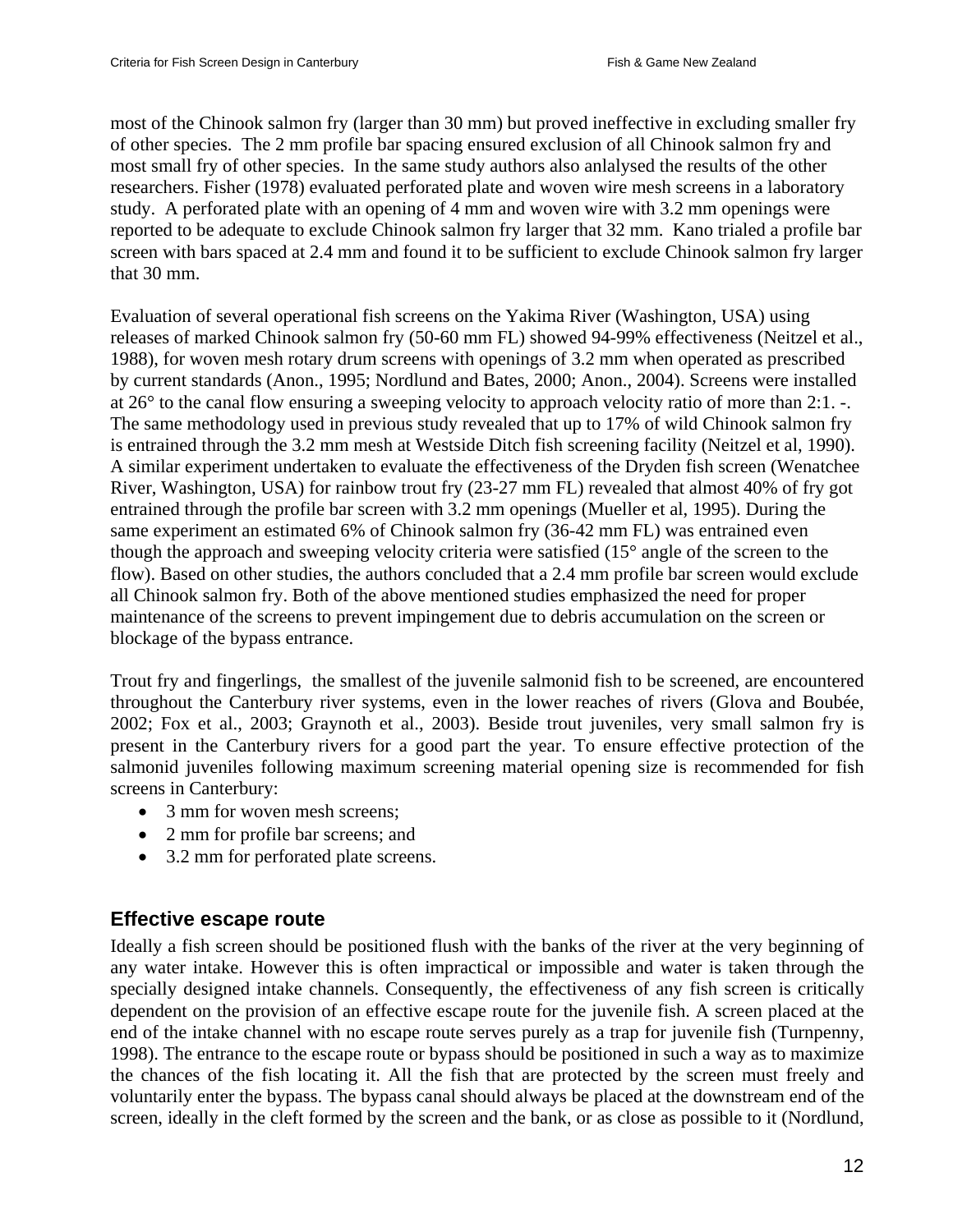most of the Chinook salmon fry (larger than 30 mm) but proved ineffective in excluding smaller fry of other species. The 2 mm profile bar spacing ensured exclusion of all Chinook salmon fry and most small fry of other species. In the same study authors also anlalysed the results of the other researchers. Fisher (1978) evaluated perforated plate and woven wire mesh screens in a laboratory study. A perforated plate with an opening of 4 mm and woven wire with 3.2 mm openings were reported to be adequate to exclude Chinook salmon fry larger that 32 mm. Kano trialed a profile bar screen with bars spaced at 2.4 mm and found it to be sufficient to exclude Chinook salmon fry larger that 30 mm.

Evaluation of several operational fish screens on the Yakima River (Washington, USA) using releases of marked Chinook salmon fry (50-60 mm FL) showed 94-99% effectiveness (Neitzel et al., 1988), for woven mesh rotary drum screens with openings of 3.2 mm when operated as prescribed by current standards (Anon., 1995; Nordlund and Bates, 2000; Anon., 2004). Screens were installed at 26° to the canal flow ensuring a sweeping velocity to approach velocity ratio of more than 2:1. -. The same methodology used in previous study revealed that up to 17% of wild Chinook salmon fry is entrained through the 3.2 mm mesh at Westside Ditch fish screening facility (Neitzel et al, 1990). A similar experiment undertaken to evaluate the effectiveness of the Dryden fish screen (Wenatchee River, Washington, USA) for rainbow trout fry (23-27 mm FL) revealed that almost 40% of fry got entrained through the profile bar screen with 3.2 mm openings (Mueller et al, 1995). During the same experiment an estimated 6% of Chinook salmon fry (36-42 mm FL) was entrained even though the approach and sweeping velocity criteria were satisfied (15° angle of the screen to the flow). Based on other studies, the authors concluded that a 2.4 mm profile bar screen would exclude all Chinook salmon fry. Both of the above mentioned studies emphasized the need for proper maintenance of the screens to prevent impingement due to debris accumulation on the screen or blockage of the bypass entrance.

Trout fry and fingerlings, the smallest of the juvenile salmonid fish to be screened, are encountered throughout the Canterbury river systems, even in the lower reaches of rivers (Glova and Boubée, 2002; Fox et al., 2003; Graynoth et al., 2003). Beside trout juveniles, very small salmon fry is present in the Canterbury rivers for a good part the year. To ensure effective protection of the salmonid juveniles following maximum screening material opening size is recommended for fish screens in Canterbury:

- 3 mm for woven mesh screens;
- 2 mm for profile bar screens; and
- 3.2 mm for perforated plate screens.

## Effective escape route

Ideally a fish screen should be positioned flush with the banks of the river at the very beginning of any water intake. However this is often impractical or impossible and water is taken through the specially designed intake channels. Consequently, the effectiveness of any fish screen is critically dependent on the provision of an effective escape route for the juvenile fish. A screen placed at the end of the intake channel with no escape route serves purely as a trap for juvenile fish (Turnpenny, 1998). The entrance to the escape route or bypass should be positioned in such a way as to maximize the chances of the fish locating it. All the fish that are protected by the screen must freely and voluntarily enter the bypass. The bypass canal should always be placed at the downstream end of the screen, ideally in the cleft formed by the screen and the bank, or as close as possible to it (Nordlund,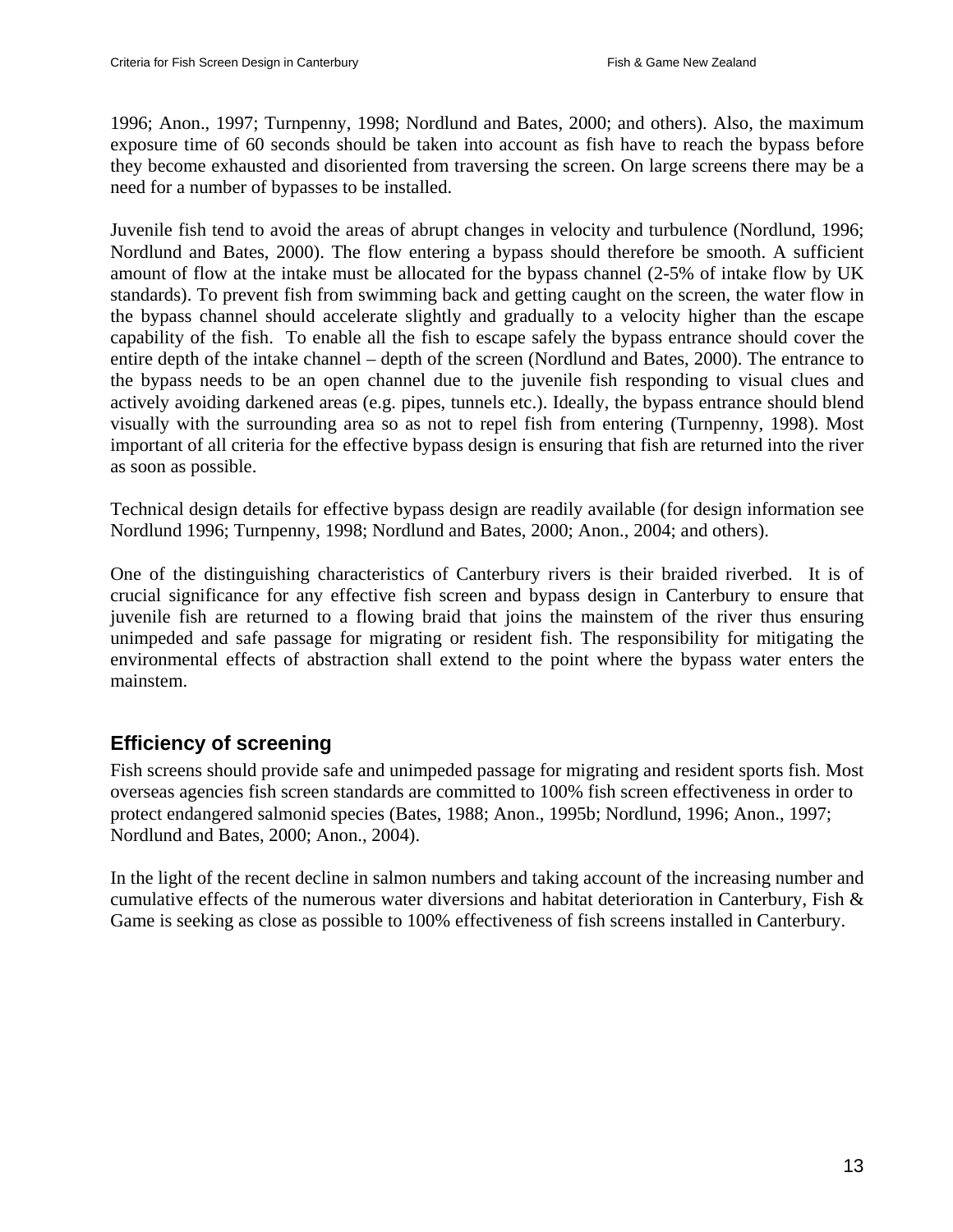1996; Anon., 1997; Turnpenny, 1998; Nordlund and Bates, 2000; and others). Also, the maximum exposure time of 60 seconds should be taken into account as fish have to reach the bypass before they become exhausted and disoriented from traversing the screen. On large screens there may be a need for a number of bypasses to be installed.

Juvenile fish tend to avoid the areas of abrupt changes in velocity and turbulence (Nordlund, 1996; Nordlund and Bates, 2000). The flow entering a bypass should therefore be smooth. A sufficient amount of flow at the intake must be allocated for the bypass channel (2-5% of intake flow by UK standards). To prevent fish from swimming back and getting caught on the screen, the water flow in the bypass channel should accelerate slightly and gradually to a velocity higher than the escape capability of the fish. To enable all the fish to escape safely the bypass entrance should cover the entire depth of the intake channel – depth of the screen (Nordlund and Bates, 2000). The entrance to the bypass needs to be an open channel due to the juvenile fish responding to visual clues and actively avoiding darkened areas (e.g. pipes, tunnels etc.). Ideally, the bypass entrance should blend visually with the surrounding area so as not to repel fish from entering (Turnpenny, 1998). Most important of all criteria for the effective bypass design is ensuring that fish are returned into the river as soon as possible.

Technical design details for effective bypass design are readily available (for design information see Nordlund 1996; Turnpenny, 1998; Nordlund and Bates, 2000; Anon., 2004; and others).

One of the distinguishing characteristics of Canterbury rivers is their braided riverbed. It is of crucial significance for any effective fish screen and bypass design in Canterbury to ensure that juvenile fish are returned to a flowing braid that joins the mainstem of the river thus ensuring unimpeded and safe passage for migrating or resident fish. The responsibility for mitigating the environmental effects of abstraction shall extend to the point where the bypass water enters the mainstem.

## Efficiency of screening

Fish screens should provide safe and unimpeded passage for migrating and resident sports fish. Most overseas agencies fish screen standards are committed to 100% fish screen effectiveness in order to protect endangered salmonid species (Bates, 1988; Anon., 1995b; Nordlund, 1996; Anon., 1997; Nordlund and Bates, 2000; Anon., 2004).

In the light of the recent decline in salmon numbers and taking account of the increasing number and cumulative effects of the numerous water diversions and habitat deterioration in Canterbury, Fish & Game is seeking as close as possible to 100% effectiveness of fish screens installed in Canterbury.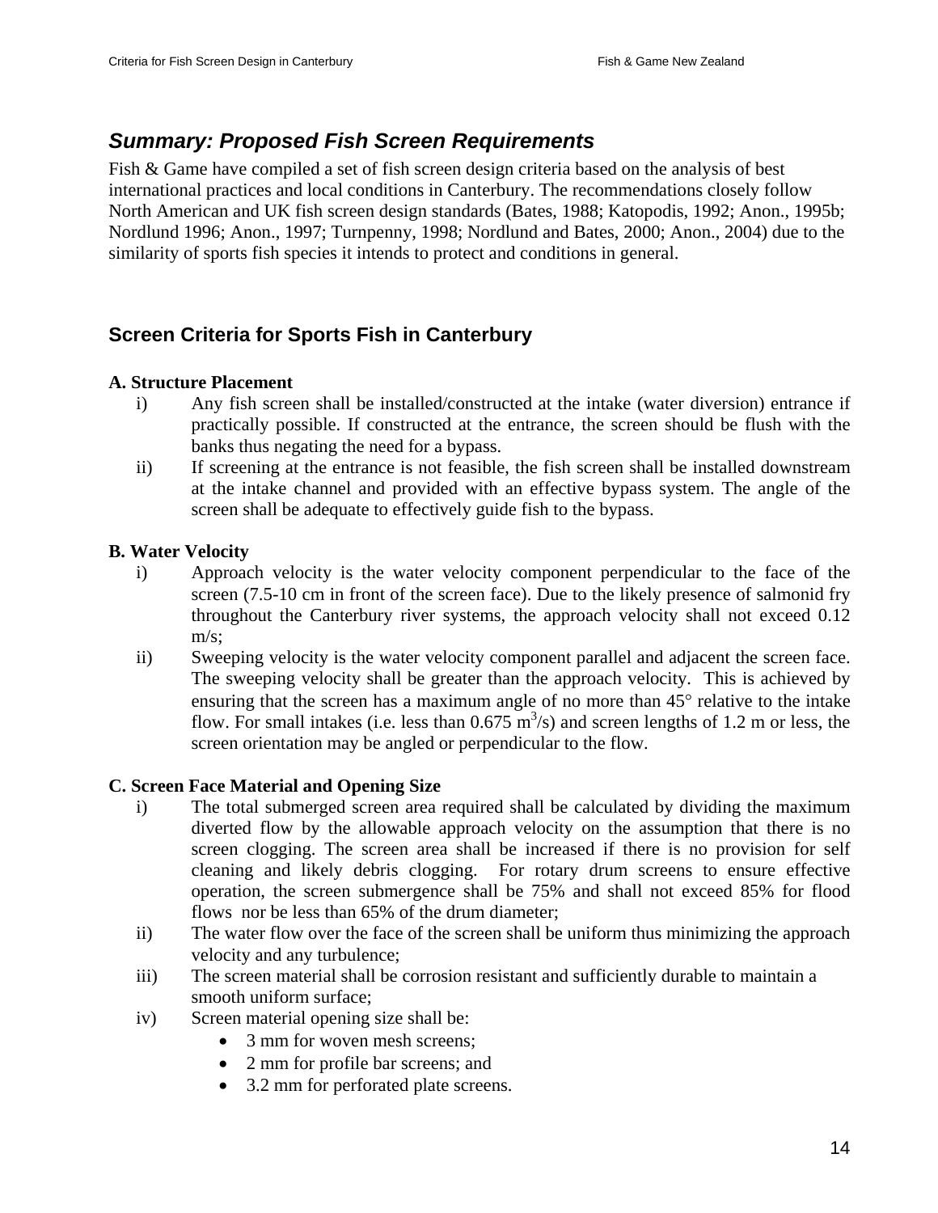## *Summary: Proposed Fish Screen Requirements*

Fish & Game have compiled a set of fish screen design criteria based on the analysis of best international practices and local conditions in Canterbury. The recommendations closely follow North American and UK fish screen design standards (Bates, 1988; Katopodis, 1992; Anon., 1995b; Nordlund 1996; Anon., 1997; Turnpenny, 1998; Nordlund and Bates, 2000; Anon., 2004) due to the similarity of sports fish species it intends to protect and conditions in general.

## Screen Criteria for Sports Fish in Canterbury

**A. Structure Placement**

- i) Any fish screen shall be installed/constructed at the intake (water diversion) entrance if practically possible. If constructed at the entrance, the screen should be flush with the banks thus negating the need for a bypass.
- ii) If screening at the entrance is not feasible, the fish screen shall be installed downstream at the intake channel and provided with an effective bypass system. The angle of the screen shall be adequate to effectively guide fish to the bypass.

**B. Water Velocity**

- i) Approach velocity is the water velocity component perpendicular to the face of the screen (7.5-10 cm in front of the screen face). Due to the likely presence of salmonid fry throughout the Canterbury river systems, the approach velocity shall not exceed 0.12 m/s;
- ii) Sweeping velocity is the water velocity component parallel and adjacent the screen face. The sweeping velocity shall be greater than the approach velocity. This is achieved by ensuring that the screen has a maximum angle of no more than 45° relative to the intake flow. For small intakes (i.e. less than 0.675 $m^3$/s) and screen lengths of 1.2 m or less, the screen orientation may be angled or perpendicular to the flow.

**C. Screen Face Material and Opening Size**

- i) The total submerged screen area required shall be calculated by dividing the maximum diverted flow by the allowable approach velocity on the assumption that there is no screen clogging. The screen area shall be increased if there is no provision for self cleaning and likely debris clogging. For rotary drum screens to ensure effective operation, the screen submergence shall be 75% and shall not exceed 85% for flood flows nor be less than 65% of the drum diameter;
- ii) The water flow over the face of the screen shall be uniform thus minimizing the approach velocity and any turbulence;
- iii) The screen material shall be corrosion resistant and sufficiently durable to maintain a smooth uniform surface;
- iv) Screen material opening size shall be:
  - 3 mm for woven mesh screens;
  - 2 mm for profile bar screens; and
  - 3.2 mm for perforated plate screens.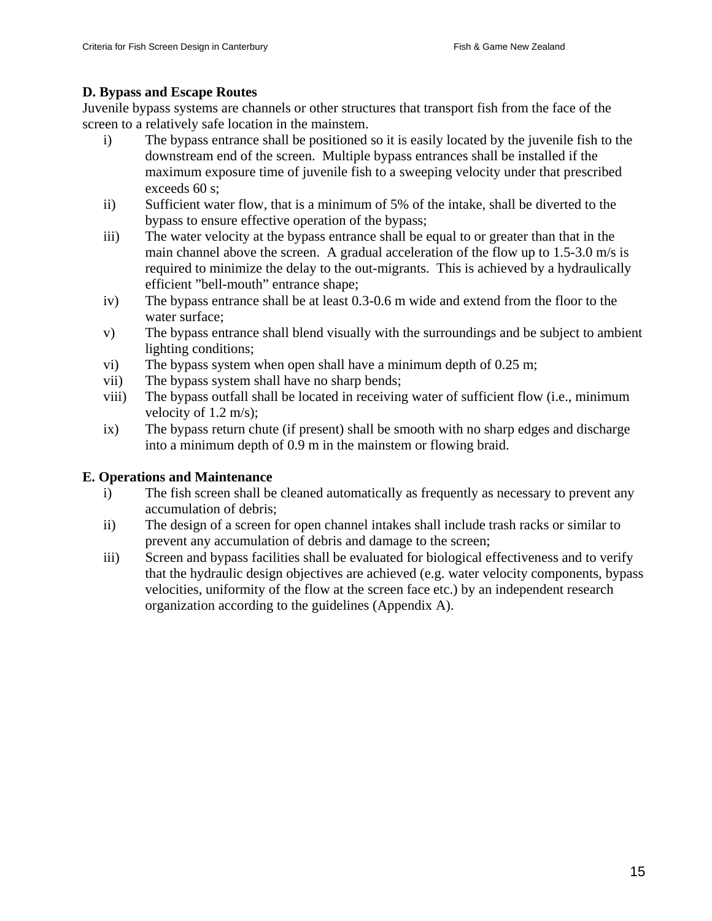**D. Bypass and Escape Routes**

Juvenile bypass systems are channels or other structures that transport fish from the face of the screen to a relatively safe location in the mainstem.

i) The bypass entrance shall be positioned so it is easily located by the juvenile fish to the downstream end of the screen. Multiple bypass entrances shall be installed if the maximum exposure time of juvenile fish to a sweeping velocity under that prescribed exceeds 60 s;

ii) Sufficient water flow, that is a minimum of 5% of the intake, shall be diverted to the bypass to ensure effective operation of the bypass;

iii) The water velocity at the bypass entrance shall be equal to or greater than that in the main channel above the screen. A gradual acceleration of the flow up to 1.5-3.0 m/s is required to minimize the delay to the out-migrants. This is achieved by a hydraulically efficient "bell-mouth" entrance shape;

iv) The bypass entrance shall be at least 0.3-0.6 m wide and extend from the floor to the water surface;

v) The bypass entrance shall blend visually with the surroundings and be subject to ambient lighting conditions;

vi) The bypass system when open shall have a minimum depth of 0.25 m;

vii) The bypass system shall have no sharp bends;

viii) The bypass outfall shall be located in receiving water of sufficient flow (i.e., minimum velocity of 1.2 m/s);

ix) The bypass return chute (if present) shall be smooth with no sharp edges and discharge into a minimum depth of 0.9 m in the mainstem or flowing braid.

**E. Operations and Maintenance**

i) The fish screen shall be cleaned automatically as frequently as necessary to prevent any accumulation of debris;

ii) The design of a screen for open channel intakes shall include trash racks or similar to prevent any accumulation of debris and damage to the screen;

iii) Screen and bypass facilities shall be evaluated for biological effectiveness and to verify that the hydraulic design objectives are achieved (e.g. water velocity components, bypass velocities, uniformity of the flow at the screen face etc.) by an independent research organization according to the guidelines (Appendix A).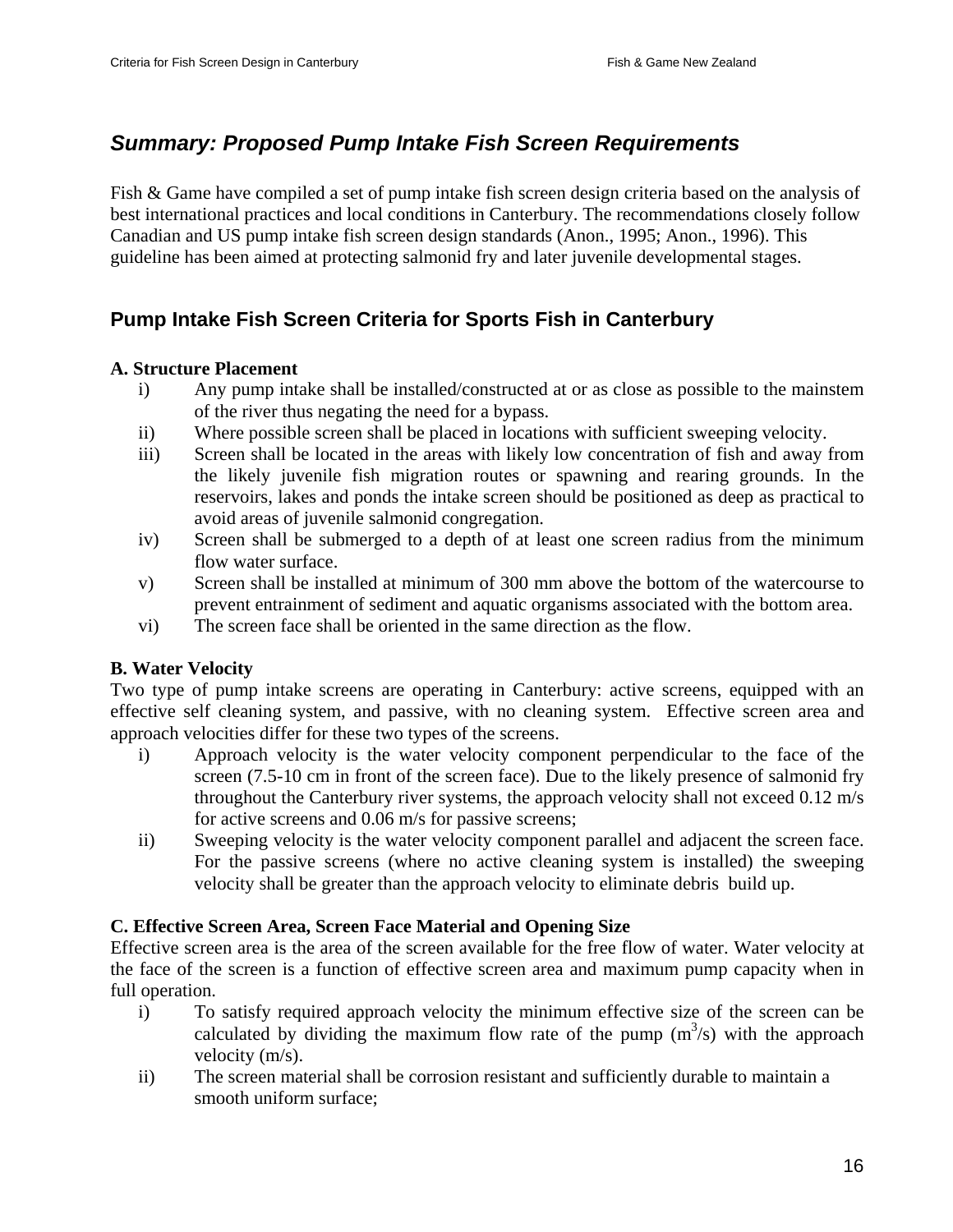## *Summary: Proposed Pump Intake Fish Screen Requirements*

Fish & Game have compiled a set of pump intake fish screen design criteria based on the analysis of best international practices and local conditions in Canterbury. The recommendations closely follow Canadian and US pump intake fish screen design standards (Anon., 1995; Anon., 1996). This guideline has been aimed at protecting salmonid fry and later juvenile developmental stages.

## Pump Intake Fish Screen Criteria for Sports Fish in Canterbury

**A. Structure Placement**

i) Any pump intake shall be installed/constructed at or as close as possible to the mainstem of the river thus negating the need for a bypass.

ii) Where possible screen shall be placed in locations with sufficient sweeping velocity.

iii) Screen shall be located in the areas with likely low concentration of fish and away from the likely juvenile fish migration routes or spawning and rearing grounds. In the reservoirs, lakes and ponds the intake screen should be positioned as deep as practical to avoid areas of juvenile salmonid congregation.

iv) Screen shall be submerged to a depth of at least one screen radius from the minimum flow water surface.

v) Screen shall be installed at minimum of 300 mm above the bottom of the watercourse to prevent entrainment of sediment and aquatic organisms associated with the bottom area.

vi) The screen face shall be oriented in the same direction as the flow.

**B. Water Velocity**

Two type of pump intake screens are operating in Canterbury: active screens, equipped with an effective self cleaning system, and passive, with no cleaning system. Effective screen area and approach velocities differ for these two types of the screens.

i) Approach velocity is the water velocity component perpendicular to the face of the screen (7.5-10 cm in front of the screen face). Due to the likely presence of salmonid fry throughout the Canterbury river systems, the approach velocity shall not exceed 0.12 m/s for active screens and 0.06 m/s for passive screens;

ii) Sweeping velocity is the water velocity component parallel and adjacent the screen face. For the passive screens (where no active cleaning system is installed) the sweeping velocity shall be greater than the approach velocity to eliminate debris build up.

**C. Effective Screen Area, Screen Face Material and Opening Size**

Effective screen area is the area of the screen available for the free flow of water. Water velocity at the face of the screen is a function of effective screen area and maximum pump capacity when in full operation.

i) To satisfy required approach velocity the minimum effective size of the screen can be calculated by dividing the maximum flow rate of the pump ($m^3/s$) with the approach velocity (m/s).

ii) The screen material shall be corrosion resistant and sufficiently durable to maintain a smooth uniform surface;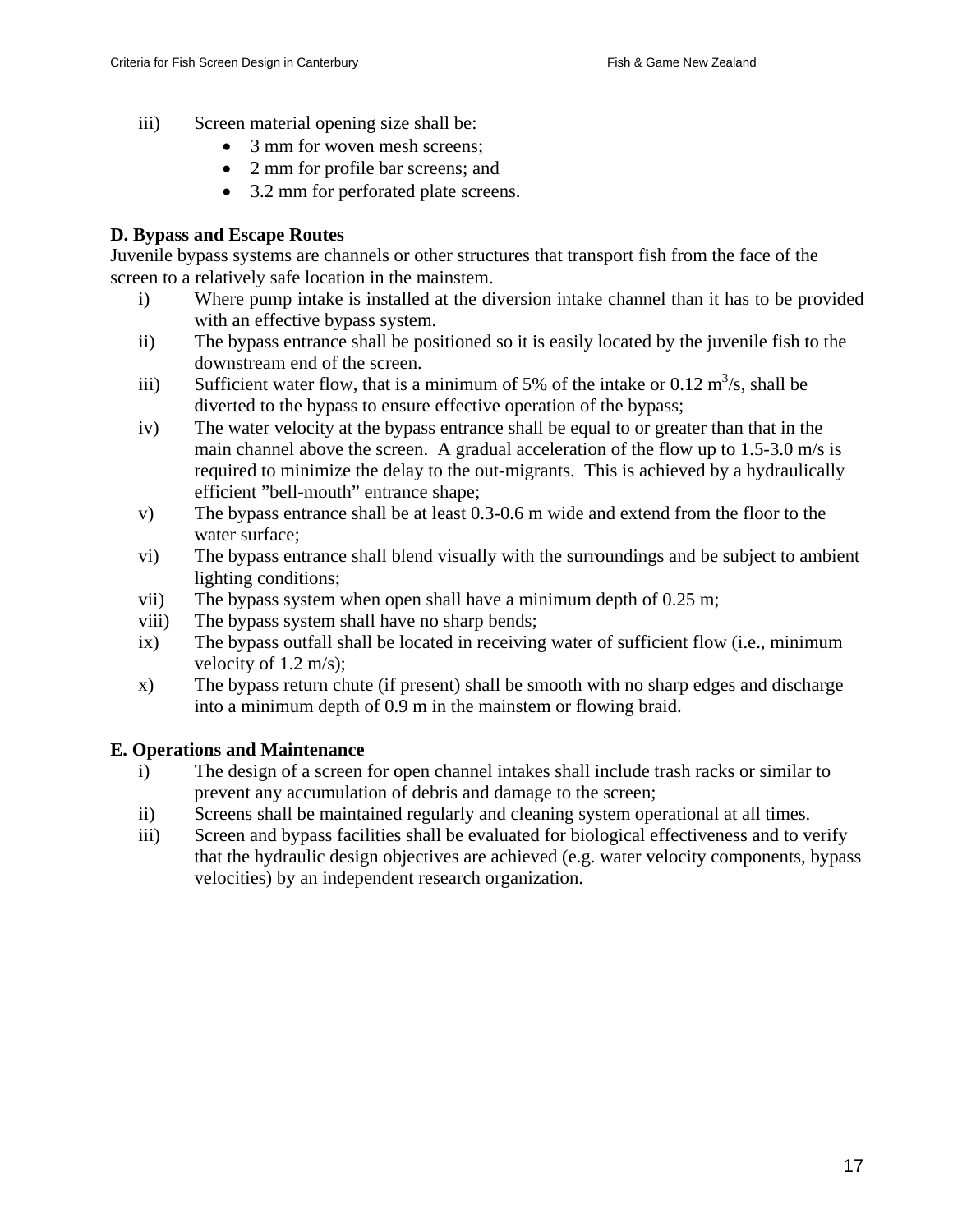iii) Screen material opening size shall be:
   - 3 mm for woven mesh screens;
   - 2 mm for profile bar screens; and
   - 3.2 mm for perforated plate screens.

**D. Bypass and Escape Routes**

Juvenile bypass systems are channels or other structures that transport fish from the face of the screen to a relatively safe location in the mainstem.

i) Where pump intake is installed at the diversion intake channel than it has to be provided with an effective bypass system.

ii) The bypass entrance shall be positioned so it is easily located by the juvenile fish to the downstream end of the screen.

iii) Sufficient water flow, that is a minimum of 5% of the intake or 0.12 $m^3/s$, shall be diverted to the bypass to ensure effective operation of the bypass;

iv) The water velocity at the bypass entrance shall be equal to or greater than that in the main channel above the screen. A gradual acceleration of the flow up to 1.5-3.0 m/s is required to minimize the delay to the out-migrants. This is achieved by a hydraulically efficient "bell-mouth" entrance shape;

v) The bypass entrance shall be at least 0.3-0.6 m wide and extend from the floor to the water surface;

vi) The bypass entrance shall blend visually with the surroundings and be subject to ambient lighting conditions;

vii) The bypass system when open shall have a minimum depth of 0.25 m;

viii) The bypass system shall have no sharp bends;

ix) The bypass outfall shall be located in receiving water of sufficient flow (i.e., minimum velocity of 1.2 m/s);

x) The bypass return chute (if present) shall be smooth with no sharp edges and discharge into a minimum depth of 0.9 m in the mainstem or flowing braid.

**E. Operations and Maintenance**

i) The design of a screen for open channel intakes shall include trash racks or similar to prevent any accumulation of debris and damage to the screen;

ii) Screens shall be maintained regularly and cleaning system operational at all times.

iii) Screen and bypass facilities shall be evaluated for biological effectiveness and to verify that the hydraulic design objectives are achieved (e.g. water velocity components, bypass velocities) by an independent research organization.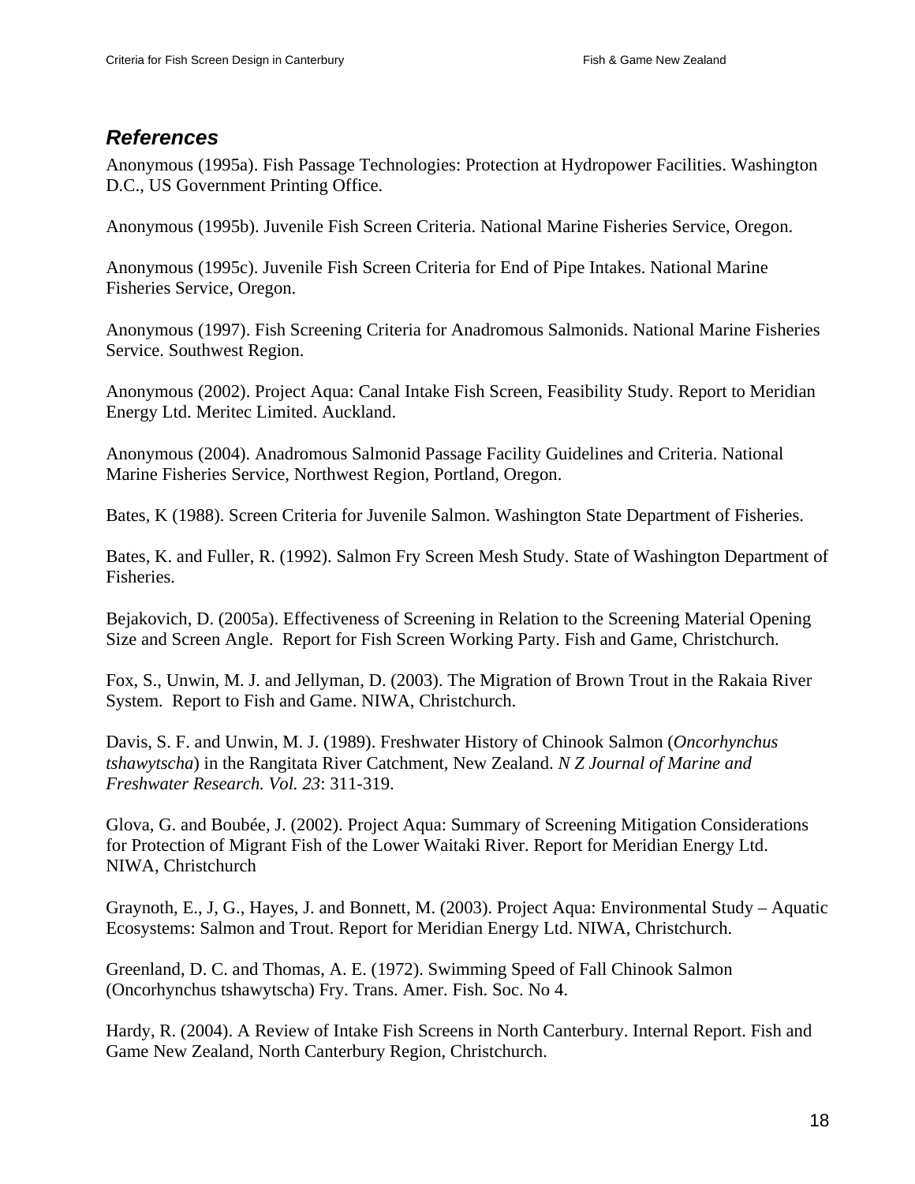## *References*

Anonymous (1995a). Fish Passage Technologies: Protection at Hydropower Facilities. Washington D.C., US Government Printing Office.

Anonymous (1995b). Juvenile Fish Screen Criteria. National Marine Fisheries Service, Oregon.

Anonymous (1995c). Juvenile Fish Screen Criteria for End of Pipe Intakes. National Marine Fisheries Service, Oregon.

Anonymous (1997). Fish Screening Criteria for Anadromous Salmonids. National Marine Fisheries Service. Southwest Region.

Anonymous (2002). Project Aqua: Canal Intake Fish Screen, Feasibility Study. Report to Meridian Energy Ltd. Meritec Limited. Auckland.

Anonymous (2004). Anadromous Salmonid Passage Facility Guidelines and Criteria. National Marine Fisheries Service, Northwest Region, Portland, Oregon.

Bates, K (1988). Screen Criteria for Juvenile Salmon. Washington State Department of Fisheries.

Bates, K. and Fuller, R. (1992). Salmon Fry Screen Mesh Study. State of Washington Department of Fisheries.

Bejakovich, D. (2005a). Effectiveness of Screening in Relation to the Screening Material Opening Size and Screen Angle. Report for Fish Screen Working Party. Fish and Game, Christchurch.

Fox, S., Unwin, M. J. and Jellyman, D. (2003). The Migration of Brown Trout in the Rakaia River System. Report to Fish and Game. NIWA, Christchurch.

Davis, S. F. and Unwin, M. J. (1989). Freshwater History of Chinook Salmon (*Oncorhynchus tshawytscha*) in the Rangitata River Catchment, New Zealand. *N Z Journal of Marine and Freshwater Research. Vol. 23*: 311-319.

Glova, G. and Boubée, J. (2002). Project Aqua: Summary of Screening Mitigation Considerations for Protection of Migrant Fish of the Lower Waitaki River. Report for Meridian Energy Ltd. NIWA, Christchurch

Graynoth, E., J, G., Hayes, J. and Bonnett, M. (2003). Project Aqua: Environmental Study – Aquatic Ecosystems: Salmon and Trout. Report for Meridian Energy Ltd. NIWA, Christchurch.

Greenland, D. C. and Thomas, A. E. (1972). Swimming Speed of Fall Chinook Salmon (Oncorhynchus tshawytscha) Fry. Trans. Amer. Fish. Soc. No 4.

Hardy, R. (2004). A Review of Intake Fish Screens in North Canterbury. Internal Report. Fish and Game New Zealand, North Canterbury Region, Christchurch.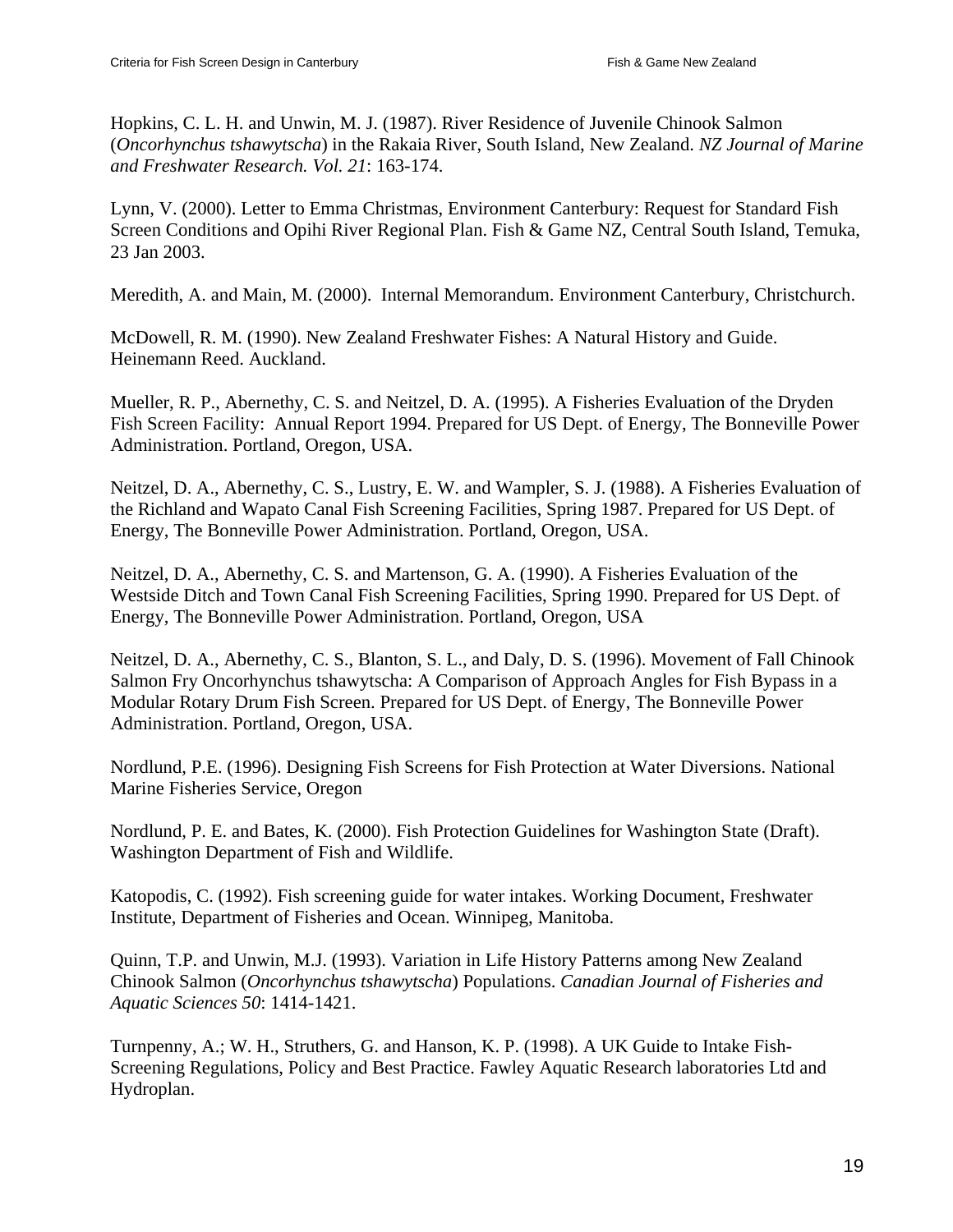Hopkins, C. L. H. and Unwin, M. J. (1987). River Residence of Juvenile Chinook Salmon (*Oncorhynchus tshawytscha*) in the Rakaia River, South Island, New Zealand. *NZ Journal of Marine and Freshwater Research. Vol. 21*: 163-174.

Lynn, V. (2000). Letter to Emma Christmas, Environment Canterbury: Request for Standard Fish Screen Conditions and Opihi River Regional Plan. Fish & Game NZ, Central South Island, Temuka, 23 Jan 2003.

Meredith, A. and Main, M. (2000). Internal Memorandum. Environment Canterbury, Christchurch.

McDowell, R. M. (1990). New Zealand Freshwater Fishes: A Natural History and Guide. Heinemann Reed. Auckland.

Mueller, R. P., Abernethy, C. S. and Neitzel, D. A. (1995). A Fisheries Evaluation of the Dryden Fish Screen Facility: Annual Report 1994. Prepared for US Dept. of Energy, The Bonneville Power Administration. Portland, Oregon, USA.

Neitzel, D. A., Abernethy, C. S., Lustry, E. W. and Wampler, S. J. (1988). A Fisheries Evaluation of the Richland and Wapato Canal Fish Screening Facilities, Spring 1987. Prepared for US Dept. of Energy, The Bonneville Power Administration. Portland, Oregon, USA.

Neitzel, D. A., Abernethy, C. S. and Martenson, G. A. (1990). A Fisheries Evaluation of the Westside Ditch and Town Canal Fish Screening Facilities, Spring 1990. Prepared for US Dept. of Energy, The Bonneville Power Administration. Portland, Oregon, USA

Neitzel, D. A., Abernethy, C. S., Blanton, S. L., and Daly, D. S. (1996). Movement of Fall Chinook Salmon Fry Oncorhynchus tshawytscha: A Comparison of Approach Angles for Fish Bypass in a Modular Rotary Drum Fish Screen. Prepared for US Dept. of Energy, The Bonneville Power Administration. Portland, Oregon, USA.

Nordlund, P.E. (1996). Designing Fish Screens for Fish Protection at Water Diversions. National Marine Fisheries Service, Oregon

Nordlund, P. E. and Bates, K. (2000). Fish Protection Guidelines for Washington State (Draft). Washington Department of Fish and Wildlife.

Katopodis, C. (1992). Fish screening guide for water intakes. Working Document, Freshwater Institute, Department of Fisheries and Ocean. Winnipeg, Manitoba.

Quinn, T.P. and Unwin, M.J. (1993). Variation in Life History Patterns among New Zealand Chinook Salmon (*Oncorhynchus tshawytscha*) Populations. *Canadian Journal of Fisheries and Aquatic Sciences 50*: 1414-1421.

Turnpenny, A.; W. H., Struthers, G. and Hanson, K. P. (1998). A UK Guide to Intake Fish-Screening Regulations, Policy and Best Practice. Fawley Aquatic Research laboratories Ltd and Hydroplan.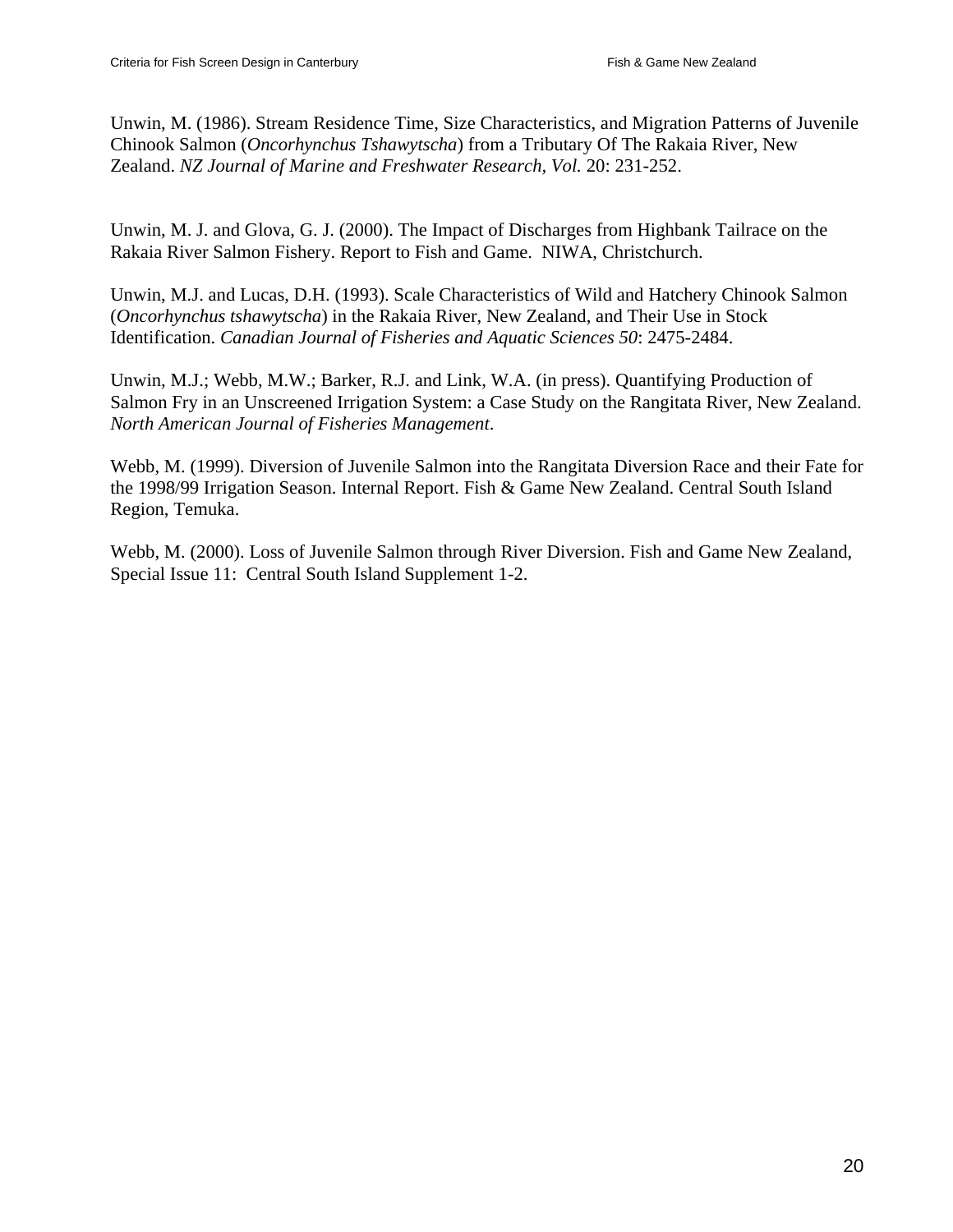Unwin, M. (1986). Stream Residence Time, Size Characteristics, and Migration Patterns of Juvenile Chinook Salmon (*Oncorhynchus Tshawytscha*) from a Tributary Of The Rakaia River, New Zealand. *NZ Journal of Marine and Freshwater Research, Vol.* 20: 231-252.

Unwin, M. J. and Glova, G. J. (2000). The Impact of Discharges from Highbank Tailrace on the Rakaia River Salmon Fishery. Report to Fish and Game. NIWA, Christchurch.

Unwin, M.J. and Lucas, D.H. (1993). Scale Characteristics of Wild and Hatchery Chinook Salmon (*Oncorhynchus tshawytscha*) in the Rakaia River, New Zealand, and Their Use in Stock Identification. *Canadian Journal of Fisheries and Aquatic Sciences 50*: 2475-2484.

Unwin, M.J.; Webb, M.W.; Barker, R.J. and Link, W.A. (in press). Quantifying Production of Salmon Fry in an Unscreened Irrigation System: a Case Study on the Rangitata River, New Zealand. *North American Journal of Fisheries Management*.

Webb, M. (1999). Diversion of Juvenile Salmon into the Rangitata Diversion Race and their Fate for the 1998/99 Irrigation Season. Internal Report. Fish & Game New Zealand. Central South Island Region, Temuka.

Webb, M. (2000). Loss of Juvenile Salmon through River Diversion. Fish and Game New Zealand, Special Issue 11: Central South Island Supplement 1-2.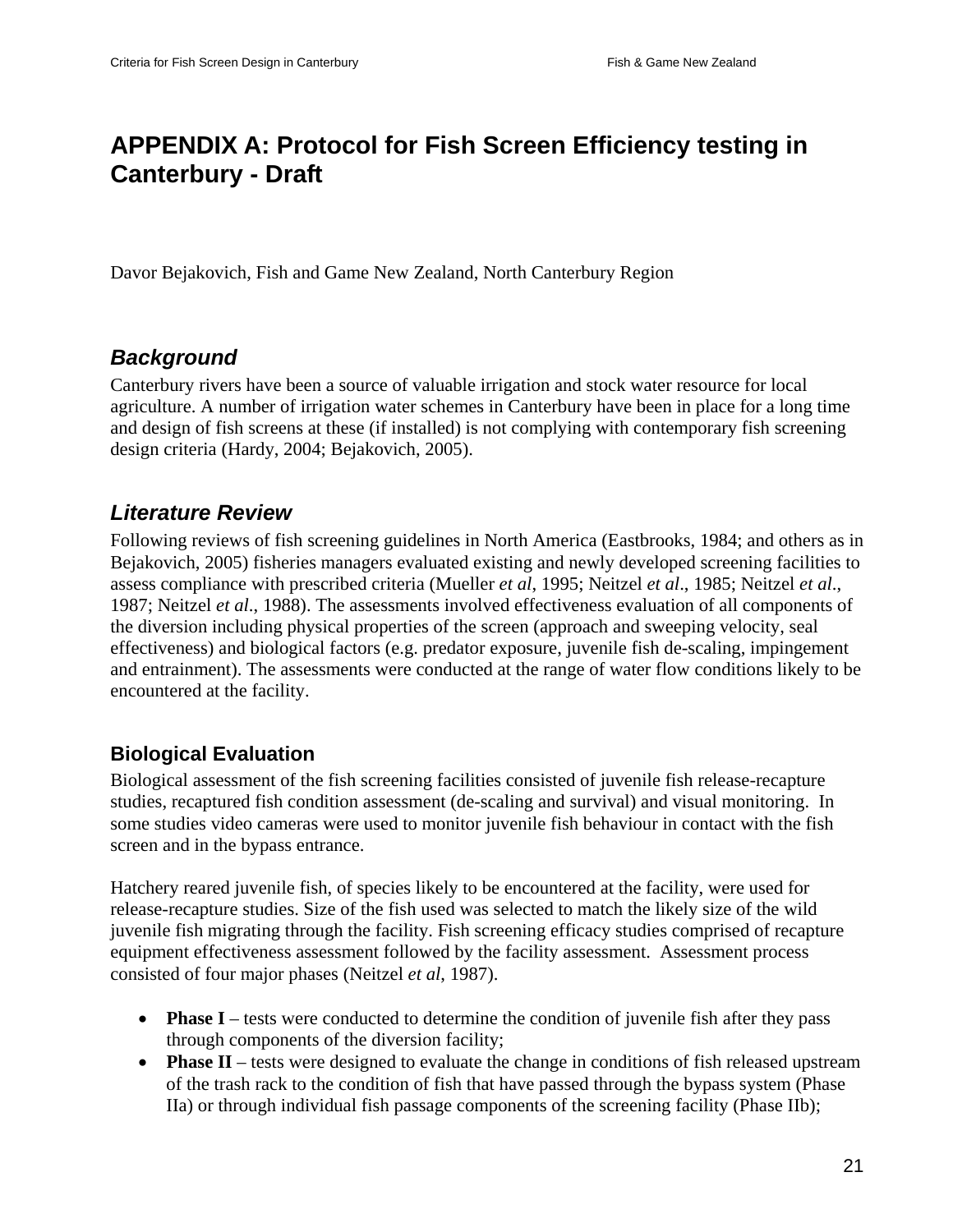# APPENDIX A: Protocol for Fish Screen Efficiency testing in Canterbury - Draft

Davor Bejakovich, Fish and Game New Zealand, North Canterbury Region

## *Background*

Canterbury rivers have been a source of valuable irrigation and stock water resource for local agriculture. A number of irrigation water schemes in Canterbury have been in place for a long time and design of fish screens at these (if installed) is not complying with contemporary fish screening design criteria (Hardy, 2004; Bejakovich, 2005).

## *Literature Review*

Following reviews of fish screening guidelines in North America (Eastbrooks, 1984; and others as in Bejakovich, 2005) fisheries managers evaluated existing and newly developed screening facilities to assess compliance with prescribed criteria (Mueller *et al*, 1995; Neitzel *et al*., 1985; Neitzel *et al*., 1987; Neitzel *et al*., 1988). The assessments involved effectiveness evaluation of all components of the diversion including physical properties of the screen (approach and sweeping velocity, seal effectiveness) and biological factors (e.g. predator exposure, juvenile fish de-scaling, impingement and entrainment). The assessments were conducted at the range of water flow conditions likely to be encountered at the facility.

### Biological Evaluation

Biological assessment of the fish screening facilities consisted of juvenile fish release-recapture studies, recaptured fish condition assessment (de-scaling and survival) and visual monitoring. In some studies video cameras were used to monitor juvenile fish behaviour in contact with the fish screen and in the bypass entrance.

Hatchery reared juvenile fish, of species likely to be encountered at the facility, were used for release-recapture studies. Size of the fish used was selected to match the likely size of the wild juvenile fish migrating through the facility. Fish screening efficacy studies comprised of recapture equipment effectiveness assessment followed by the facility assessment. Assessment process consisted of four major phases (Neitzel *et al*, 1987).

- **Phase I** – tests were conducted to determine the condition of juvenile fish after they pass through components of the diversion facility;
- **Phase II** – tests were designed to evaluate the change in conditions of fish released upstream of the trash rack to the condition of fish that have passed through the bypass system (Phase IIa) or through individual fish passage components of the screening facility (Phase IIb);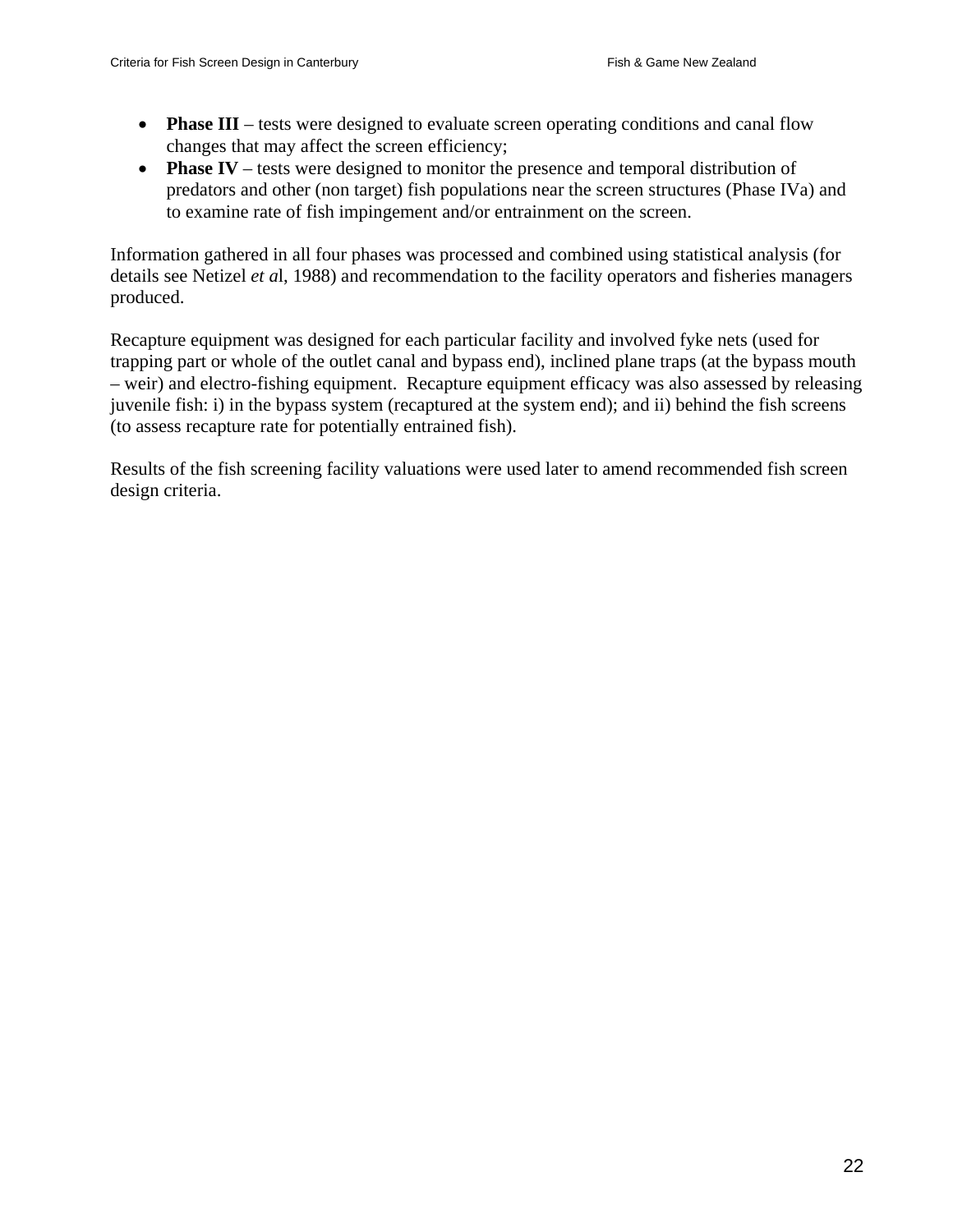- **Phase III** – tests were designed to evaluate screen operating conditions and canal flow changes that may affect the screen efficiency;
- **Phase IV** – tests were designed to monitor the presence and temporal distribution of predators and other (non target) fish populations near the screen structures (Phase IVa) and to examine rate of fish impingement and/or entrainment on the screen.

Information gathered in all four phases was processed and combined using statistical analysis (for details see Netizel *et a*l, 1988) and recommendation to the facility operators and fisheries managers produced.

Recapture equipment was designed for each particular facility and involved fyke nets (used for trapping part or whole of the outlet canal and bypass end), inclined plane traps (at the bypass mouth – weir) and electro-fishing equipment. Recapture equipment efficacy was also assessed by releasing juvenile fish: i) in the bypass system (recaptured at the system end); and ii) behind the fish screens (to assess recapture rate for potentially entrained fish).

Results of the fish screening facility valuations were used later to amend recommended fish screen design criteria.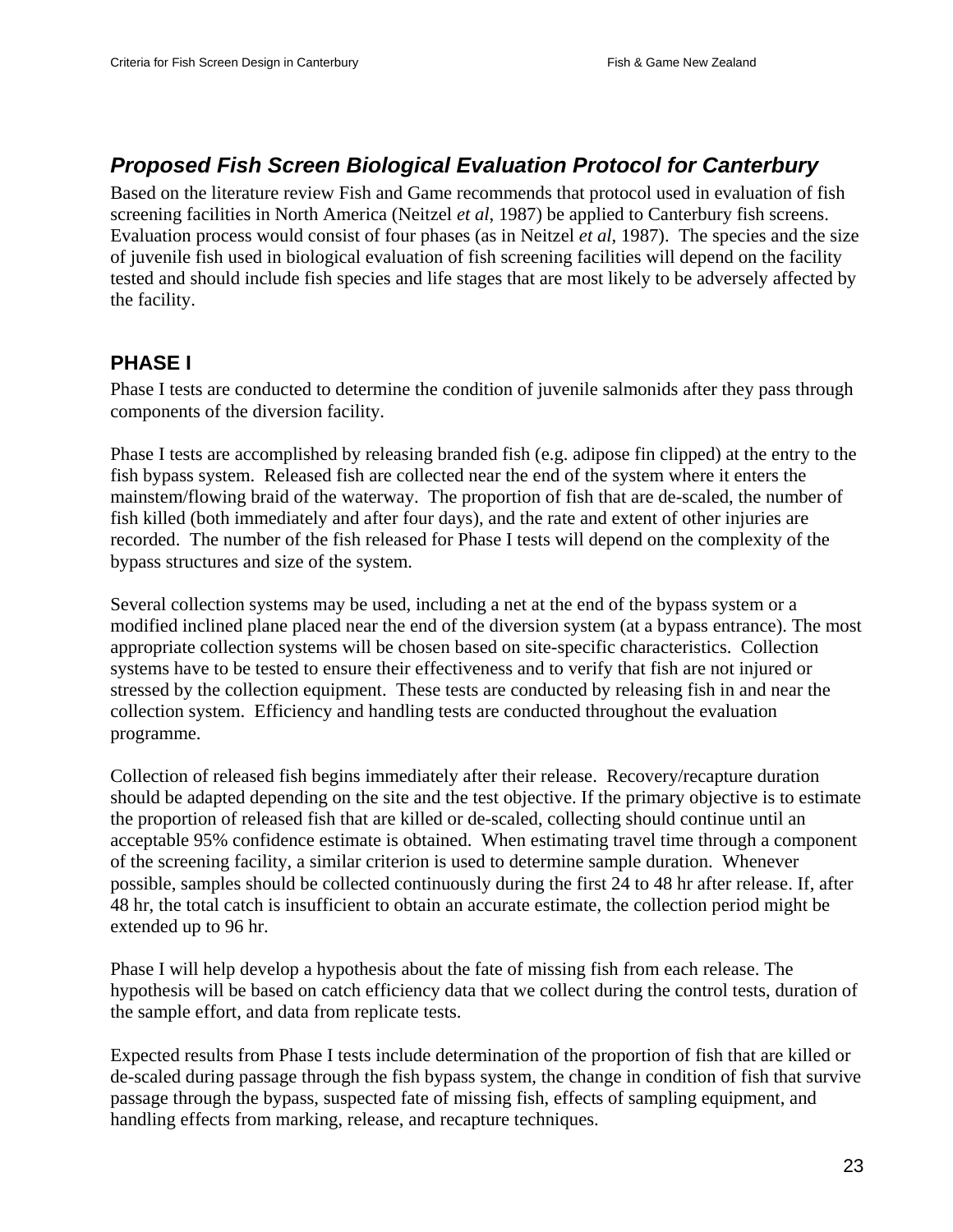## *Proposed Fish Screen Biological Evaluation Protocol for Canterbury*

Based on the literature review Fish and Game recommends that protocol used in evaluation of fish screening facilities in North America (Neitzel *et al*, 1987) be applied to Canterbury fish screens. Evaluation process would consist of four phases (as in Neitzel *et al*, 1987). The species and the size of juvenile fish used in biological evaluation of fish screening facilities will depend on the facility tested and should include fish species and life stages that are most likely to be adversely affected by the facility.

### PHASE I

Phase I tests are conducted to determine the condition of juvenile salmonids after they pass through components of the diversion facility.

Phase I tests are accomplished by releasing branded fish (e.g. adipose fin clipped) at the entry to the fish bypass system. Released fish are collected near the end of the system where it enters the mainstem/flowing braid of the waterway. The proportion of fish that are de-scaled, the number of fish killed (both immediately and after four days), and the rate and extent of other injuries are recorded. The number of the fish released for Phase I tests will depend on the complexity of the bypass structures and size of the system.

Several collection systems may be used, including a net at the end of the bypass system or a modified inclined plane placed near the end of the diversion system (at a bypass entrance). The most appropriate collection systems will be chosen based on site-specific characteristics. Collection systems have to be tested to ensure their effectiveness and to verify that fish are not injured or stressed by the collection equipment. These tests are conducted by releasing fish in and near the collection system. Efficiency and handling tests are conducted throughout the evaluation programme.

Collection of released fish begins immediately after their release. Recovery/recapture duration should be adapted depending on the site and the test objective. If the primary objective is to estimate the proportion of released fish that are killed or de-scaled, collecting should continue until an acceptable 95% confidence estimate is obtained. When estimating travel time through a component of the screening facility, a similar criterion is used to determine sample duration. Whenever possible, samples should be collected continuously during the first 24 to 48 hr after release. If, after 48 hr, the total catch is insufficient to obtain an accurate estimate, the collection period might be extended up to 96 hr.

Phase I will help develop a hypothesis about the fate of missing fish from each release. The hypothesis will be based on catch efficiency data that we collect during the control tests, duration of the sample effort, and data from replicate tests.

Expected results from Phase I tests include determination of the proportion of fish that are killed or de-scaled during passage through the fish bypass system, the change in condition of fish that survive passage through the bypass, suspected fate of missing fish, effects of sampling equipment, and handling effects from marking, release, and recapture techniques.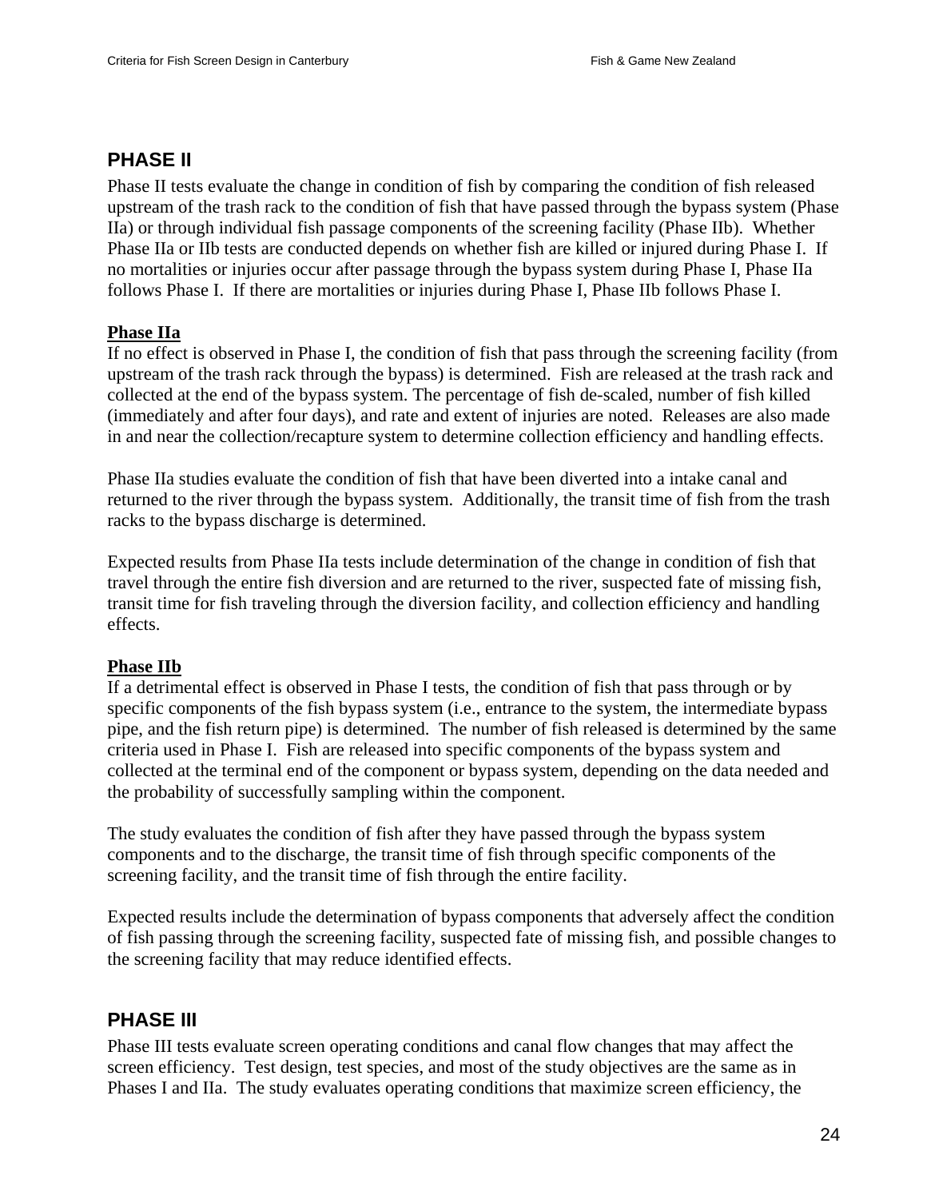## PHASE II

Phase II tests evaluate the change in condition of fish by comparing the condition of fish released upstream of the trash rack to the condition of fish that have passed through the bypass system (Phase IIa) or through individual fish passage components of the screening facility (Phase IIb). Whether Phase IIa or IIb tests are conducted depends on whether fish are killed or injured during Phase I. If no mortalities or injuries occur after passage through the bypass system during Phase I, Phase IIa follows Phase I. If there are mortalities or injuries during Phase I, Phase IIb follows Phase I.

### Phase IIa

If no effect is observed in Phase I, the condition of fish that pass through the screening facility (from upstream of the trash rack through the bypass) is determined. Fish are released at the trash rack and collected at the end of the bypass system. The percentage of fish de-scaled, number of fish killed (immediately and after four days), and rate and extent of injuries are noted. Releases are also made in and near the collection/recapture system to determine collection efficiency and handling effects.

Phase IIa studies evaluate the condition of fish that have been diverted into a intake canal and returned to the river through the bypass system. Additionally, the transit time of fish from the trash racks to the bypass discharge is determined.

Expected results from Phase IIa tests include determination of the change in condition of fish that travel through the entire fish diversion and are returned to the river, suspected fate of missing fish, transit time for fish traveling through the diversion facility, and collection efficiency and handling effects.

### Phase IIb

If a detrimental effect is observed in Phase I tests, the condition of fish that pass through or by specific components of the fish bypass system (i.e., entrance to the system, the intermediate bypass pipe, and the fish return pipe) is determined. The number of fish released is determined by the same criteria used in Phase I. Fish are released into specific components of the bypass system and collected at the terminal end of the component or bypass system, depending on the data needed and the probability of successfully sampling within the component.

The study evaluates the condition of fish after they have passed through the bypass system components and to the discharge, the transit time of fish through specific components of the screening facility, and the transit time of fish through the entire facility.

Expected results include the determination of bypass components that adversely affect the condition of fish passing through the screening facility, suspected fate of missing fish, and possible changes to the screening facility that may reduce identified effects.

## PHASE III

Phase III tests evaluate screen operating conditions and canal flow changes that may affect the screen efficiency. Test design, test species, and most of the study objectives are the same as in Phases I and IIa. The study evaluates operating conditions that maximize screen efficiency, the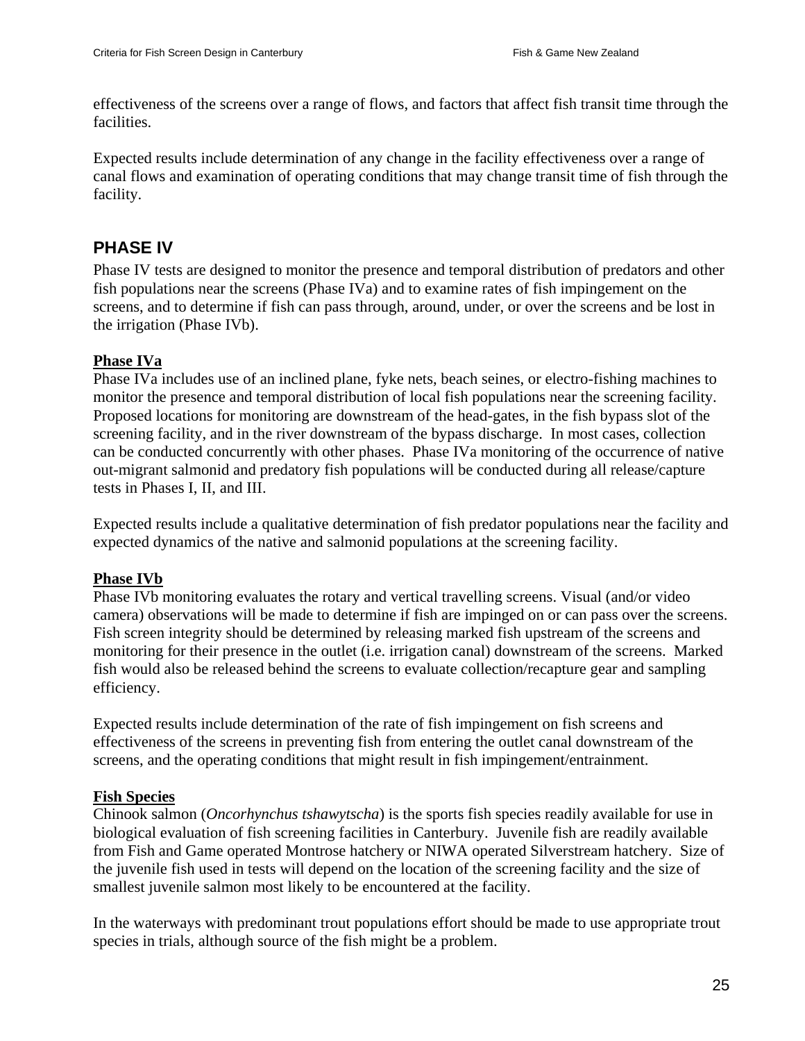effectiveness of the screens over a range of flows, and factors that affect fish transit time through the facilities.

Expected results include determination of any change in the facility effectiveness over a range of canal flows and examination of operating conditions that may change transit time of fish through the facility.

## PHASE IV

Phase IV tests are designed to monitor the presence and temporal distribution of predators and other fish populations near the screens (Phase IVa) and to examine rates of fish impingement on the screens, and to determine if fish can pass through, around, under, or over the screens and be lost in the irrigation (Phase IVb).

### Phase IVa

Phase IVa includes use of an inclined plane, fyke nets, beach seines, or electro-fishing machines to monitor the presence and temporal distribution of local fish populations near the screening facility. Proposed locations for monitoring are downstream of the head-gates, in the fish bypass slot of the screening facility, and in the river downstream of the bypass discharge. In most cases, collection can be conducted concurrently with other phases. Phase IVa monitoring of the occurrence of native out-migrant salmonid and predatory fish populations will be conducted during all release/capture tests in Phases I, II, and III.

Expected results include a qualitative determination of fish predator populations near the facility and expected dynamics of the native and salmonid populations at the screening facility.

### Phase IVb

Phase IVb monitoring evaluates the rotary and vertical travelling screens. Visual (and/or video camera) observations will be made to determine if fish are impinged on or can pass over the screens. Fish screen integrity should be determined by releasing marked fish upstream of the screens and monitoring for their presence in the outlet (i.e. irrigation canal) downstream of the screens. Marked fish would also be released behind the screens to evaluate collection/recapture gear and sampling efficiency.

Expected results include determination of the rate of fish impingement on fish screens and effectiveness of the screens in preventing fish from entering the outlet canal downstream of the screens, and the operating conditions that might result in fish impingement/entrainment.

### Fish Species

Chinook salmon (*Oncorhynchus tshawytscha*) is the sports fish species readily available for use in biological evaluation of fish screening facilities in Canterbury. Juvenile fish are readily available from Fish and Game operated Montrose hatchery or NIWA operated Silverstream hatchery. Size of the juvenile fish used in tests will depend on the location of the screening facility and the size of smallest juvenile salmon most likely to be encountered at the facility.

In the waterways with predominant trout populations effort should be made to use appropriate trout species in trials, although source of the fish might be a problem.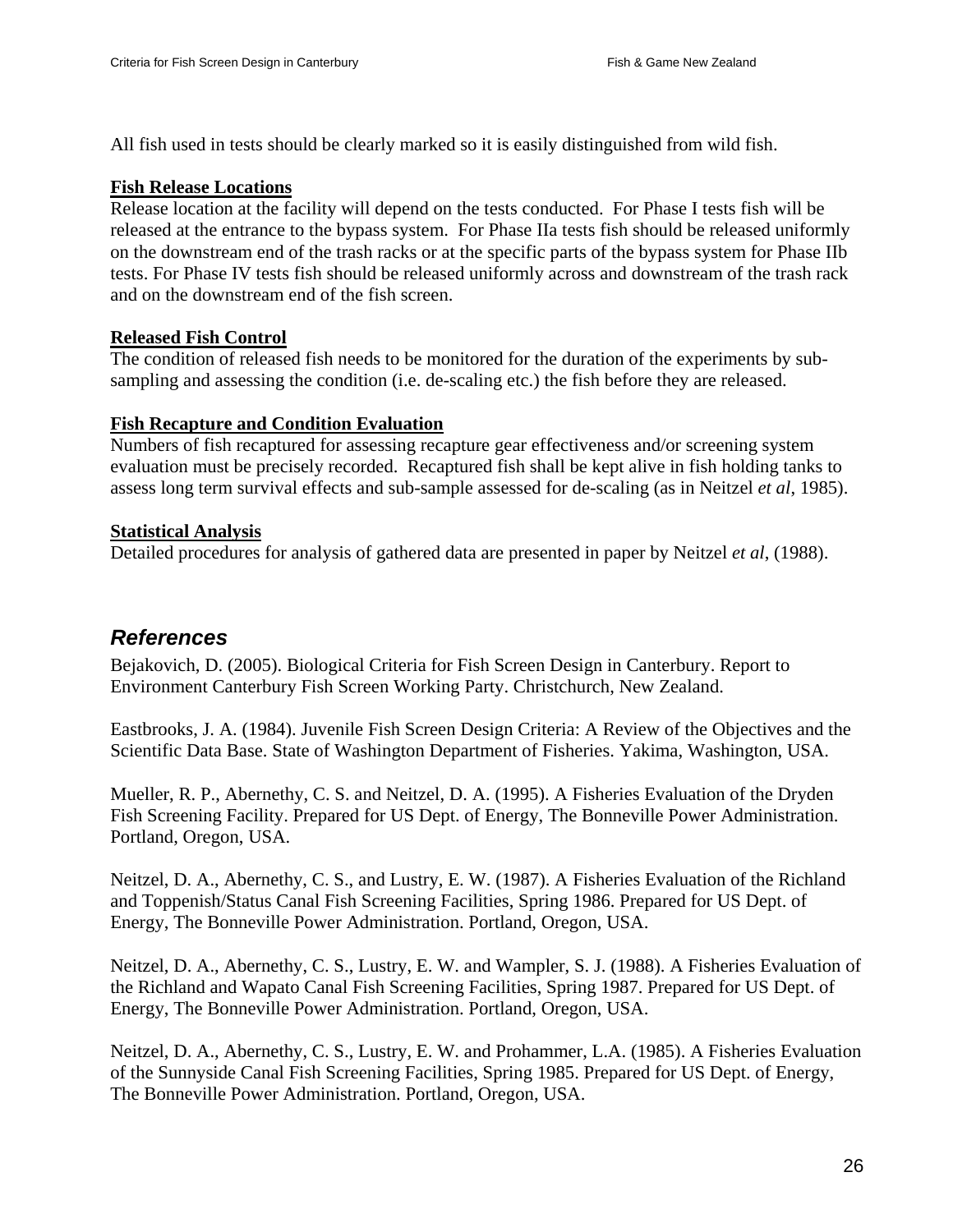All fish used in tests should be clearly marked so it is easily distinguished from wild fish.

**Fish Release Locations**

Release location at the facility will depend on the tests conducted. For Phase I tests fish will be released at the entrance to the bypass system. For Phase IIa tests fish should be released uniformly on the downstream end of the trash racks or at the specific parts of the bypass system for Phase IIb tests. For Phase IV tests fish should be released uniformly across and downstream of the trash rack and on the downstream end of the fish screen.

**Released Fish Control**

The condition of released fish needs to be monitored for the duration of the experiments by sub-sampling and assessing the condition (i.e. de-scaling etc.) the fish before they are released.

**Fish Recapture and Condition Evaluation**

Numbers of fish recaptured for assessing recapture gear effectiveness and/or screening system evaluation must be precisely recorded. Recaptured fish shall be kept alive in fish holding tanks to assess long term survival effects and sub-sample assessed for de-scaling (as in Neitzel *et al*, 1985).

**Statistical Analysis**

Detailed procedures for analysis of gathered data are presented in paper by Neitzel *et al*, (1988).

## *References*

Bejakovich, D. (2005). Biological Criteria for Fish Screen Design in Canterbury. Report to Environment Canterbury Fish Screen Working Party. Christchurch, New Zealand.

Eastbrooks, J. A. (1984). Juvenile Fish Screen Design Criteria: A Review of the Objectives and the Scientific Data Base. State of Washington Department of Fisheries. Yakima, Washington, USA.

Mueller, R. P., Abernethy, C. S. and Neitzel, D. A. (1995). A Fisheries Evaluation of the Dryden Fish Screening Facility. Prepared for US Dept. of Energy, The Bonneville Power Administration. Portland, Oregon, USA.

Neitzel, D. A., Abernethy, C. S., and Lustry, E. W. (1987). A Fisheries Evaluation of the Richland and Toppenish/Status Canal Fish Screening Facilities, Spring 1986. Prepared for US Dept. of Energy, The Bonneville Power Administration. Portland, Oregon, USA.

Neitzel, D. A., Abernethy, C. S., Lustry, E. W. and Wampler, S. J. (1988). A Fisheries Evaluation of the Richland and Wapato Canal Fish Screening Facilities, Spring 1987. Prepared for US Dept. of Energy, The Bonneville Power Administration. Portland, Oregon, USA.

Neitzel, D. A., Abernethy, C. S., Lustry, E. W. and Prohammer, L.A. (1985). A Fisheries Evaluation of the Sunnyside Canal Fish Screening Facilities, Spring 1985. Prepared for US Dept. of Energy, The Bonneville Power Administration. Portland, Oregon, USA.